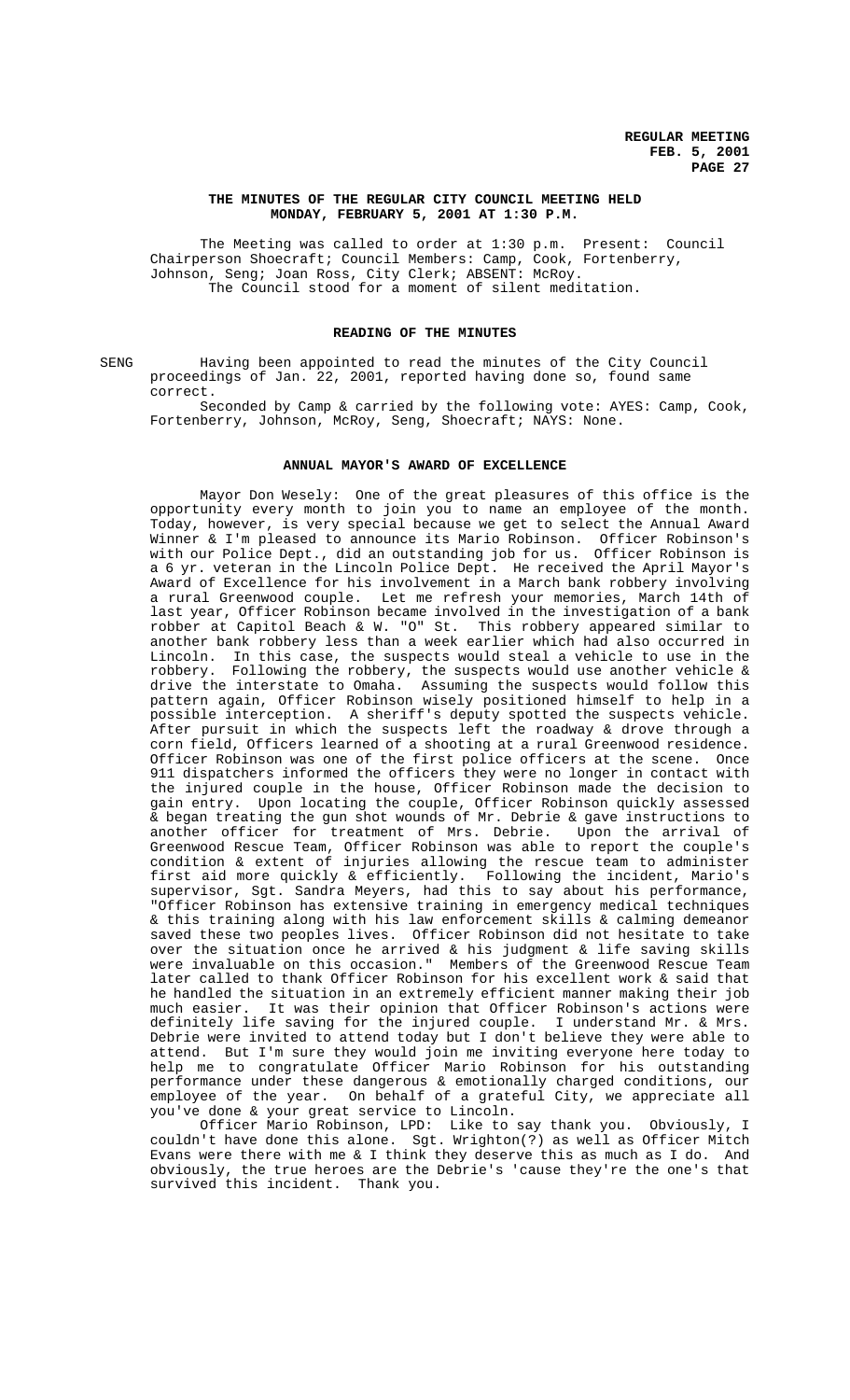# THE MINUTES OF THE REGULAR CITY COUNCIL MEETING HELD MONDAY, FEBRUARY 5, 2001 AT 1:30 P.M.

The Meeting was called to order at 1:30 p.m. Present: Council Chairperson Shoecraft; Council Members: Camp, Cook, Fortenberry, Johnson, Seng; Joan Ross, City Clerk; ABSENT: McRoy.

The Council stood for a moment of silent meditation.

## READING OF THE MINUTES

SENG Having been appointed to read the minutes of the City Council proceedings of Jan. 22, 2001, reported having done so, found same correct.

Seconded by Camp & carried by the following vote: AYES: Camp, Cook, Fortenberry, Johnson, McRoy, Seng, Shoecraft; NAYS: None.

## ANNUAL MAYOR'S AWARD OF EXCELLENCE

Mayor Don Wesely: One of the great pleasures of this office is the opportunity every month to join you to name an employee of the month. Today, however, is very special because we get to select the Annual Award Winner & I'm pleased to announce its Mario Robinson. Officer Robinson's with our Police Dept., did an outstanding job for us. Officer Robinson is a 6 yr. veteran in the Lincoln Police Dept. He received the April Mayor's Award of Excellence for his involvement in a March bank robbery involving a rural Greenwood couple. Let me refresh your memories, March 14th of last year, Officer Robinson became involved in the investigation of a bank robber at Capitol Beach & W. "O" St. This robbery appeared similar to another bank robbery less than a week earlier which had also occurred in Lincoln. In this case, the suspects would steal a vehicle to use in the robbery. Following the robbery, the suspects would use another vehicle & drive the interstate to Omaha. Assuming the suspects would follow this pattern again, Officer Robinson wisely positioned himself to help in a possible interception. A sheriff's deputy spotted the suspects vehicle. After pursuit in which the suspects left the roadway & drove through a corn field, Officers learned of a shooting at a rural Greenwood residence. Officer Robinson was one of the first police officers at the scene. Once 911 dispatchers informed the officers they were no longer in contact with the injured couple in the house, Officer Robinson made the decision to gain entry. Upon locating the couple, Officer Robinson quickly assessed & began treating the gun shot wounds of Mr. Debrie & gave instructions to another officer for treatment of Mrs. Debrie. Upon the arrival of Greenwood Rescue Team, Officer Robinson was able to report the couple's condition & extent of injuries allowing the rescue team to administer first aid more quickly & efficiently. Following the incident, Mario's supervisor, Sgt. Sandra Meyers, had this to say about his performance, "Officer Robinson has extensive training in emergency medical techniques & this training along with his law enforcement skills & calming demeanor saved these two peoples lives. Officer Robinson did not hesitate to take over the situation once he arrived & his judgment & life saving skills were invaluable on this occasion." Members of the Greenwood Rescue Team later called to thank Officer Robinson for his excellent work & said that he handled the situation in an extremely efficient manner making their job much easier. It was their opinion that Officer Robinson's actions were definitely life saving for the injured couple. I understand Mr. & Mrs. Debrie were invited to attend today but I don't believe they were able to attend. But I'm sure they would join me inviting everyone here today to help me to congratulate Officer Mario Robinson for his outstanding performance under these dangerous & emotionally charged conditions, our employee of the year. On behalf of a grateful City, we appreciate all you've done & your great service to Lincoln.

Officer Mario Robinson, LPD: Like to say thank you. Obviously, I couldn't have done this alone. Sgt. Wrighton(?) as well as Officer Mitch Evans were there with me & I think they deserve this as much as I do. And obviously, the true heroes are the Debrie's 'cause they're the one's that survived this incident. Thank you.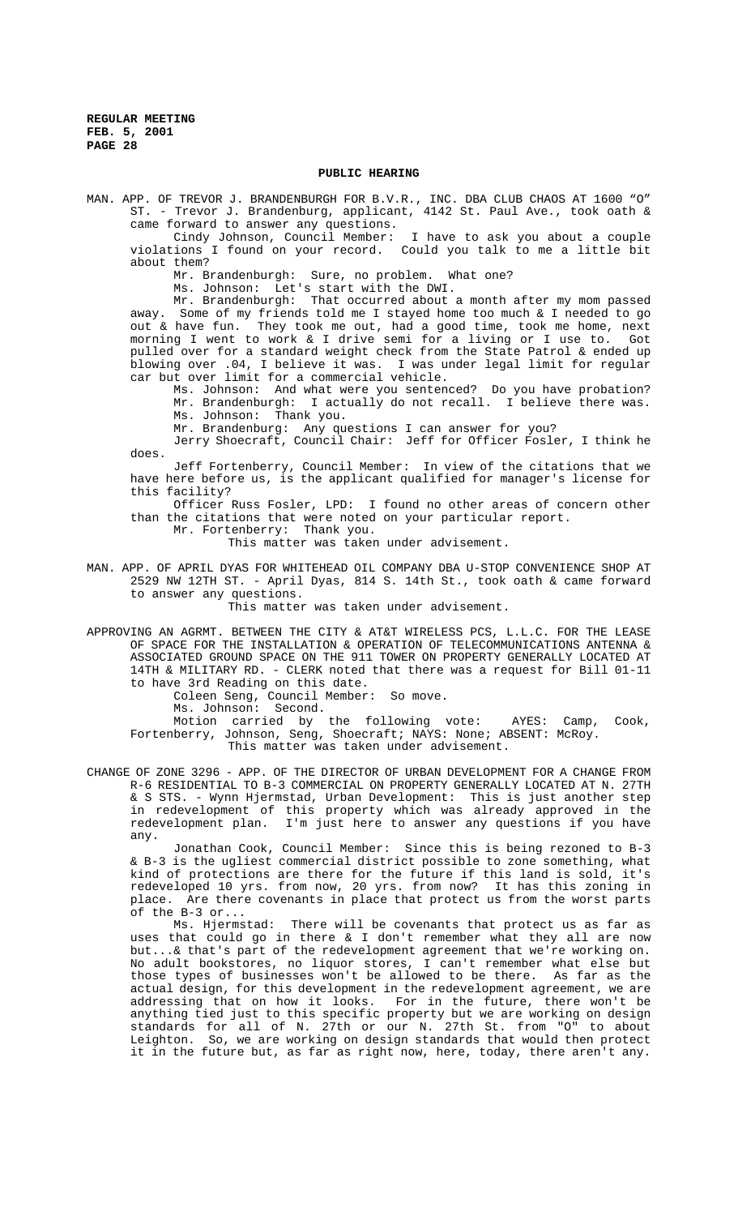## PUBLIC HEARING

MAN. APP. OF TREVOR J. BRANDENBURGH FOR B.V.R., INC. DBA CLUB CHAOS AT 1600 "O" ST. - Trevor J. Brandenburg, applicant, 4142 St. Paul Ave., took oath & came forward to answer any questions.

Cindy Johnson, Council Member: I have to ask you about a couple violations I found on your record. Could you talk to me a little bit about them?

Mr. Brandenburgh: Sure, no problem. What one?

Ms. Johnson: Let's start with the DWI.

Mr. Brandenburgh: That occurred about a month after my mom passed away. Some of my friends told me I stayed home too much & I needed to go out & have fun. They took me out, had a good time, took me home, next morning I went to work & I drive semi for a living or I use to. Got pulled over for a standard weight check from the State Patrol & ended up blowing over .04, I believe it was. I was under legal limit for regular car but over limit for a commercial vehicle.

Ms. Johnson: And what were you sentenced? Do you have probation?

Mr. Brandenburgh: I actually do not recall. I believe there was.

Ms. Johnson: Thank you.

Mr. Brandenburg: Any questions I can answer for you?

Jerry Shoecraft, Council Chair: Jeff for Officer Fosler, I think he does.

Jeff Fortenberry, Council Member: In view of the citations that we have here before us, is the applicant qualified for manager's license for this facility?

Officer Russ Fosler, LPD: I found no other areas of concern other than the citations that were noted on your particular report.

Mr. Fortenberry: Thank you.

This matter was taken under advisement.

MAN. APP. OF APRIL DYAS FOR WHITEHEAD OIL COMPANY DBA U-STOP CONVENIENCE SHOP AT 2529 NW 12TH ST. - April Dyas, 814 S. 14th St., took oath & came forward to answer any questions.

This matter was taken under advisement.

APPROVING AN AGRMT. BETWEEN THE CITY & AT&T WIRELESS PCS, L.L.C. FOR THE LEASE OF SPACE FOR THE INSTALLATION & OPERATION OF TELECOMMUNICATIONS ANTENNA & ASSOCIATED GROUND SPACE ON THE 911 TOWER ON PROPERTY GENERALLY LOCATED AT 14TH & MILITARY RD. - CLERK noted that there was a request for Bill 01-11 to have 3rd Reading on this date.

Coleen Seng, Council Member: So move.

Ms. Johnson: Second.

Motion carried by the following vote: AYES: Camp, Cook, Fortenberry, Johnson, Seng, Shoecraft; NAYS: None; ABSENT: McRoy.

This matter was taken under advisement.

CHANGE OF ZONE 3296 - APP. OF THE DIRECTOR OF URBAN DEVELOPMENT FOR A CHANGE FROM R-6 RESIDENTIAL TO B-3 COMMERCIAL ON PROPERTY GENERALLY LOCATED AT N. 27TH & S STS. - Wynn Hjermstad, Urban Development: This is just another step in redevelopment of this property which was already approved in the redevelopment plan. I'm just here to answer any questions if you have any.

Jonathan Cook, Council Member: Since this is being rezoned to B-3 & B-3 is the ugliest commercial district possible to zone something, what kind of protections are there for the future if this land is sold, it's redeveloped 10 yrs. from now, 20 yrs. from now? It has this zoning in place. Are there covenants in place that protect us from the worst parts of the B-3 or...

Ms. Hjermstad: There will be covenants that protect us as far as uses that could go in there & I don't remember what they all are now but...& that's part of the redevelopment agreement that we're working on. No adult bookstores, no liquor stores, I can't remember what else but those types of businesses won't be allowed to be there. As far as the actual design, for this development in the redevelopment agreement, we are addressing that on how it looks. For in the future, there won't be anything tied just to this specific property but we are working on design standards for all of N. 27th or our N. 27th St. from "O" to about Leighton. So, we are working on design standards that would then protect it in the future but, as far as right now, here, today, there aren't any.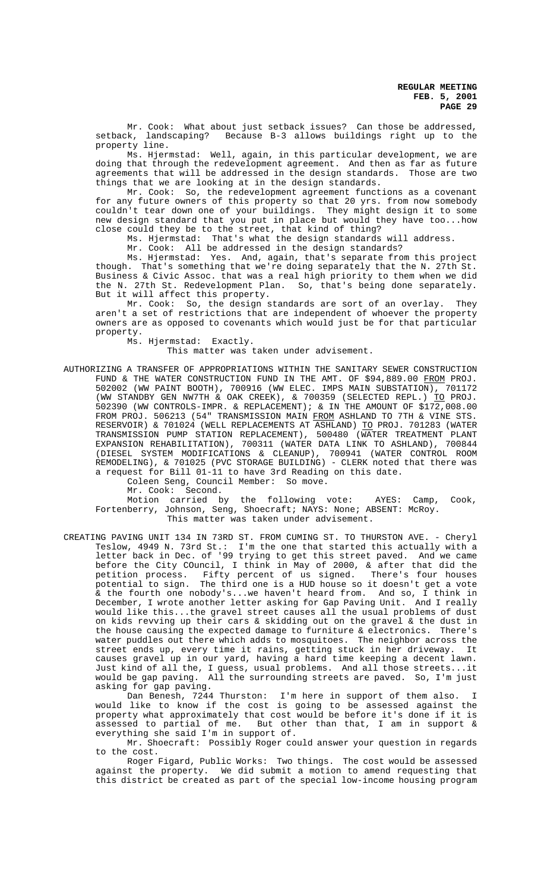Mr. Cook: What about just setback issues? Can those be addressed, setback, landscaping? Because B-3 allows buildings right up to the property line.

Ms. Hjermstad: Well, again, in this particular development, we are doing that through the redevelopment agreement. And then as far as future agreements that will be addressed in the design standards. Those are two things that we are looking at in the design standards.

Mr. Cook: So, the redevelopment agreement functions as a covenant for any future owners of this property so that 20 yrs. from now somebody couldn't tear down one of our buildings. They might design it to some new design standard that you put in place but would they have too...how close could they be to the street, that kind of thing?

Ms. Hjermstad: That's what the design standards will address.

Mr. Cook: All be addressed in the design standards?

Ms. Hjermstad: Yes. And, again, that's separate from this project though. That's something that we're doing separately that the N. 27th St. Business & Civic Assoc. that was a real high priority to them when we did the N. 27th St. Redevelopment Plan. So, that's being done separately. But it will affect this property.

Mr. Cook: So, the design standards are sort of an overlay. They aren't a set of restrictions that are independent of whoever the property owners are as opposed to covenants which would just be for that particular property.

Ms. Hjermstad: Exactly.

This matter was taken under advisement.

AUTHORIZING A TRANSFER OF APPROPRIATIONS WITHIN THE SANITARY SEWER CONSTRUCTION FUND & THE WATER CONSTRUCTION FUND IN THE AMT. OF $94,889.00 FROM PROJ. 502002 (WW PAINT BOOTH), 700916 (WW ELEC. IMPS MAIN SUBSTATION), 701172 (WW STANDBY GEN NW7TH & OAK CREEK), & 700359 (SELECTED REPL.) TO PROJ. 502390 (WW CONTROLS-IMPR. & REPLACEMENT); & IN THE AMOUNT OF $172,008.00 FROM PROJ. 506213 (54" TRANSMISSION MAIN FROM ASHLAND TO 7TH & VINE STS. RESERVOIR) & 701024 (WELL REPLACEMENTS AT ASHLAND) TO PROJ. 701283 (WATER TRANSMISSION PUMP STATION REPLACEMENT), 500480 (WATER TREATMENT PLANT EXPANSION REHABILITATION), 700311 (WATER DATA LINK TO ASHLAND), 700844 (DIESEL SYSTEM MODIFICATIONS & CLEANUP), 700941 (WATER CONTROL ROOM REMODELING), & 701025 (PVC STORAGE BUILDING) - CLERK noted that there was a request for Bill 01-11 to have 3rd Reading on this date.

Coleen Seng, Council Member: So move.

Mr. Cook: Second.

Motion carried by the following vote: AYES: Camp, Cook, Fortenberry, Johnson, Seng, Shoecraft; NAYS: None; ABSENT: McRoy.

This matter was taken under advisement.

CREATING PAVING UNIT 134 IN 73RD ST. FROM CUMING ST. TO THURSTON AVE. - Cheryl Teslow, 4949 N. 73rd St.: I'm the one that started this actually with a letter back in Dec. of '99 trying to get this street paved. And we came before the City COuncil, I think in May of 2000, & after that did the petition process. Fifty percent of us signed. There's four houses potential to sign. The third one is a HUD house so it doesn't get a vote & the fourth one nobody's...we haven't heard from. And so, I think in December, I wrote another letter asking for Gap Paving Unit. And I really would like this...the gravel street causes all the usual problems of dust on kids revving up their cars & skidding out on the gravel & the dust in the house causing the expected damage to furniture & electronics. There's water puddles out there which adds to mosquitoes. The neighbor across the street ends up, every time it rains, getting stuck in her driveway. It causes gravel up in our yard, having a hard time keeping a decent lawn. Just kind of all the, I guess, usual problems. And all those streets...it would be gap paving. All the surrounding streets are paved. So, I'm just asking for gap paving.

Dan Benesh, 7244 Thurston: I'm here in support of them also. I would like to know if the cost is going to be assessed against the property what approximately that cost would be before it's done if it is assessed to partial of me. But other than that, I am in support & everything she said I'm in support of.

Mr. Shoecraft: Possibly Roger could answer your question in regards to the cost.

Roger Figard, Public Works: Two things. The cost would be assessed against the property. We did submit a motion to amend requesting that this district be created as part of the special low-income housing program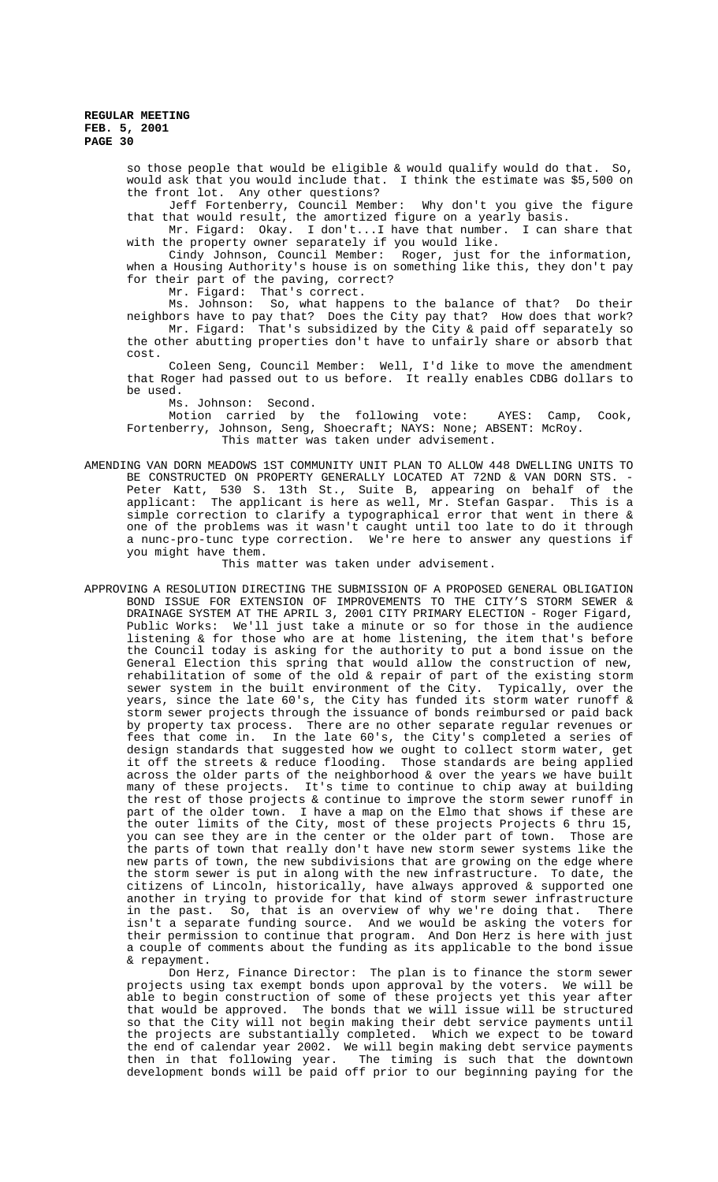so those people that would be eligible & would qualify would do that. So, would ask that you would include that. I think the estimate was $5,500 on the front lot. Any other questions?

Jeff Fortenberry, Council Member: Why don't you give the figure that that would result, the amortized figure on a yearly basis.

Mr. Figard: Okay. I don't...I have that number. I can share that with the property owner separately if you would like.

Cindy Johnson, Council Member: Roger, just for the information, when a Housing Authority's house is on something like this, they don't pay for their part of the paving, correct?

Mr. Figard: That's correct.

Ms. Johnson: So, what happens to the balance of that? Do their neighbors have to pay that? Does the City pay that? How does that work?

Mr. Figard: That's subsidized by the City & paid off separately so the other abutting properties don't have to unfairly share or absorb that cost.

Coleen Seng, Council Member: Well, I'd like to move the amendment that Roger had passed out to us before. It really enables CDBG dollars to be used.

Ms. Johnson: Second.

Motion carried by the following vote: AYES: Camp, Cook, Fortenberry, Johnson, Seng, Shoecraft; NAYS: None; ABSENT: McRoy.

This matter was taken under advisement.

AMENDING VAN DORN MEADOWS 1ST COMMUNITY UNIT PLAN TO ALLOW 448 DWELLING UNITS TO BE CONSTRUCTED ON PROPERTY GENERALLY LOCATED AT 72ND & VAN DORN STS. - Peter Katt, 530 S. 13th St., Suite B, appearing on behalf of the applicant: The applicant is here as well, Mr. Stefan Gaspar. This is a simple correction to clarify a typographical error that went in there & one of the problems was it wasn't caught until too late to do it through a nunc-pro-tunc type correction. We're here to answer any questions if you might have them.

This matter was taken under advisement.

APPROVING A RESOLUTION DIRECTING THE SUBMISSION OF A PROPOSED GENERAL OBLIGATION BOND ISSUE FOR EXTENSION OF IMPROVEMENTS TO THE CITY'S STORM SEWER & DRAINAGE SYSTEM AT THE APRIL 3, 2001 CITY PRIMARY ELECTION - Roger Figard, Public Works: We'll just take a minute or so for those in the audience listening & for those who are at home listening, the item that's before the Council today is asking for the authority to put a bond issue on the General Election this spring that would allow the construction of new, rehabilitation of some of the old & repair of part of the existing storm sewer system in the built environment of the City. Typically, over the years, since the late 60's, the City has funded its storm water runoff & storm sewer projects through the issuance of bonds reimbursed or paid back by property tax process. There are no other separate regular revenues or fees that come in. In the late 60's, the City's completed a series of design standards that suggested how we ought to collect storm water, get it off the streets & reduce flooding. Those standards are being applied across the older parts of the neighborhood & over the years we have built many of these projects. It's time to continue to chip away at building the rest of those projects & continue to improve the storm sewer runoff in part of the older town. I have a map on the Elmo that shows if these are the outer limits of the City, most of these projects Projects 6 thru 15, you can see they are in the center or the older part of town. Those are the parts of town that really don't have new storm sewer systems like the new parts of town, the new subdivisions that are growing on the edge where the storm sewer is put in along with the new infrastructure. To date, the citizens of Lincoln, historically, have always approved & supported one another in trying to provide for that kind of storm sewer infrastructure in the past. So, that is an overview of why we're doing that. There isn't a separate funding source. And we would be asking the voters for their permission to continue that program. And Don Herz is here with just a couple of comments about the funding as its applicable to the bond issue & repayment.

Don Herz, Finance Director: The plan is to finance the storm sewer projects using tax exempt bonds upon approval by the voters. We will be able to begin construction of some of these projects yet this year after that would be approved. The bonds that we will issue will be structured so that the City will not begin making their debt service payments until the projects are substantially completed. Which we expect to be toward the end of calendar year 2002. We will begin making debt service payments then in that following year. The timing is such that the downtown development bonds will be paid off prior to our beginning paying for the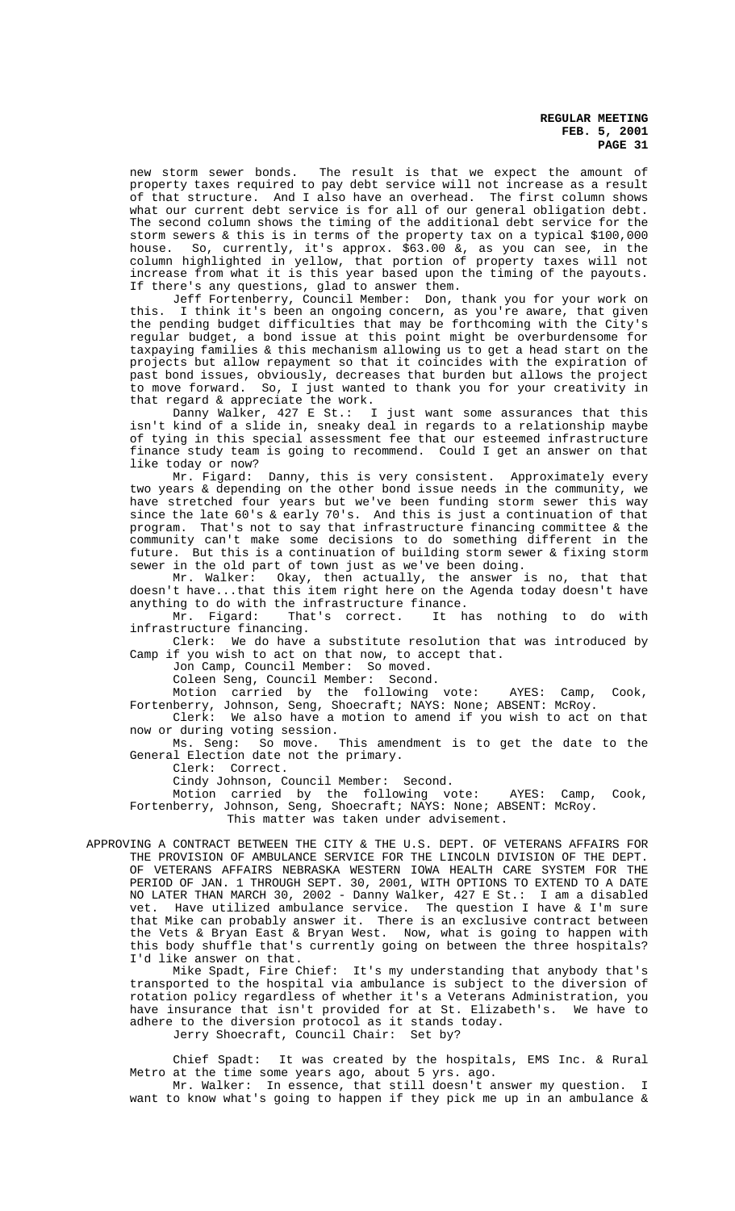new storm sewer bonds. The result is that we expect the amount of property taxes required to pay debt service will not increase as a result of that structure. And I also have an overhead. The first column shows what our current debt service is for all of our general obligation debt. The second column shows the timing of the additional debt service for the storm sewers & this is in terms of the property tax on a typical $100,000 house. So, currently, it's approx. $63.00 &, as you can see, in the column highlighted in yellow, that portion of property taxes will not increase from what it is this year based upon the timing of the payouts. If there's any questions, glad to answer them.

Jeff Fortenberry, Council Member: Don, thank you for your work on this. I think it's been an ongoing concern, as you're aware, that given the pending budget difficulties that may be forthcoming with the City's regular budget, a bond issue at this point might be overburdensome for taxpaying families & this mechanism allowing us to get a head start on the projects but allow repayment so that it coincides with the expiration of past bond issues, obviously, decreases that burden but allows the project to move forward. So, I just wanted to thank you for your creativity in that regard & appreciate the work.

Danny Walker, 427 E St.: I just want some assurances that this isn't kind of a slide in, sneaky deal in regards to a relationship maybe of tying in this special assessment fee that our esteemed infrastructure finance study team is going to recommend. Could I get an answer on that like today or now?

Mr. Figard: Danny, this is very consistent. Approximately every two years & depending on the other bond issue needs in the community, we have stretched four years but we've been funding storm sewer this way since the late 60's & early 70's. And this is just a continuation of that program. That's not to say that infrastructure financing committee & the community can't make some decisions to do something different in the future. But this is a continuation of building storm sewer & fixing storm sewer in the old part of town just as we've been doing.

Mr. Walker: Okay, then actually, the answer is no, that that doesn't have...that this item right here on the Agenda today doesn't have anything to do with the infrastructure finance.

Mr. Figard: That's correct. It has nothing to do with infrastructure financing.

Clerk: We do have a substitute resolution that was introduced by Camp if you wish to act on that now, to accept that.

Jon Camp, Council Member: So moved.

Coleen Seng, Council Member: Second.

Motion carried by the following vote: AYES: Camp, Cook, Fortenberry, Johnson, Seng, Shoecraft; NAYS: None; ABSENT: McRoy.

Clerk: We also have a motion to amend if you wish to act on that now or during voting session.

Ms. Seng: So move. This amendment is to get the date to the General Election date not the primary.

Clerk: Correct.

Cindy Johnson, Council Member: Second.

Motion carried by the following vote: AYES: Camp, Cook, Fortenberry, Johnson, Seng, Shoecraft; NAYS: None; ABSENT: McRoy.

This matter was taken under advisement.

APPROVING A CONTRACT BETWEEN THE CITY & THE U.S. DEPT. OF VETERANS AFFAIRS FOR THE PROVISION OF AMBULANCE SERVICE FOR THE LINCOLN DIVISION OF THE DEPT. OF VETERANS AFFAIRS NEBRASKA WESTERN IOWA HEALTH CARE SYSTEM FOR THE PERIOD OF JAN. 1 THROUGH SEPT. 30, 2001, WITH OPTIONS TO EXTEND TO A DATE NO LATER THAN MARCH 30, 2002 - Danny Walker, 427 E St.: I am a disabled vet. Have utilized ambulance service. The question I have & I'm sure that Mike can probably answer it. There is an exclusive contract between the Vets & Bryan East & Bryan West. Now, what is going to happen with this body shuffle that's currently going on between the three hospitals? I'd like answer on that.

Mike Spadt, Fire Chief: It's my understanding that anybody that's transported to the hospital via ambulance is subject to the diversion of rotation policy regardless of whether it's a Veterans Administration, you have insurance that isn't provided for at St. Elizabeth's. We have to adhere to the diversion protocol as it stands today.

Jerry Shoecraft, Council Chair: Set by?

Chief Spadt: It was created by the hospitals, EMS Inc. & Rural Metro at the time some years ago, about 5 yrs. ago.

Mr. Walker: In essence, that still doesn't answer my question. I want to know what's going to happen if they pick me up in an ambulance &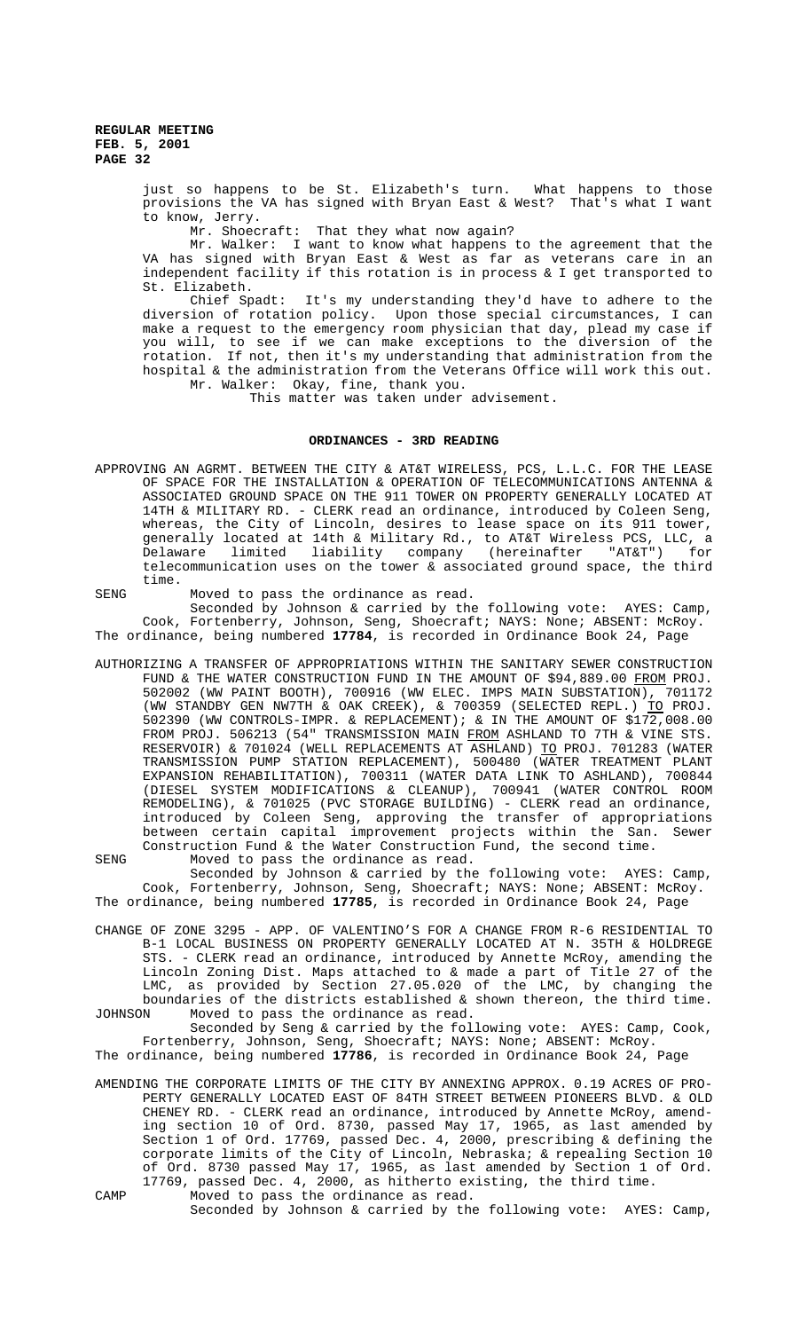just so happens to be St. Elizabeth's turn. What happens to those provisions the VA has signed with Bryan East & West? That's what I want to know, Jerry.

Mr. Shoecraft: That they what now again?

Mr. Walker: I want to know what happens to the agreement that the VA has signed with Bryan East & West as far as veterans care in an independent facility if this rotation is in process & I get transported to St. Elizabeth.

Chief Spadt: It's my understanding they'd have to adhere to the diversion of rotation policy. Upon those special circumstances, I can make a request to the emergency room physician that day, plead my case if you will, to see if we can make exceptions to the diversion of the rotation. If not, then it's my understanding that administration from the hospital & the administration from the Veterans Office will work this out.

Mr. Walker: Okay, fine, thank you.

This matter was taken under advisement.

## ORDINANCES - 3RD READING

APPROVING AN AGRMT. BETWEEN THE CITY & AT&T WIRELESS, PCS, L.L.C. FOR THE LEASE OF SPACE FOR THE INSTALLATION & OPERATION OF TELECOMMUNICATIONS ANTENNA & ASSOCIATED GROUND SPACE ON THE 911 TOWER ON PROPERTY GENERALLY LOCATED AT 14TH & MILITARY RD. - CLERK read an ordinance, introduced by Coleen Seng, whereas, the City of Lincoln, desires to lease space on its 911 tower, generally located at 14th & Military Rd., to AT&T Wireless PCS, LLC, a Delaware limited liability company (hereinafter "AT&T") for telecommunication uses on the tower & associated ground space, the third time.

SENG Moved to pass the ordinance as read.

Seconded by Johnson & carried by the following vote: AYES: Camp, Cook, Fortenberry, Johnson, Seng, Shoecraft; NAYS: None; ABSENT: McRoy.

The ordinance, being numbered **17784**, is recorded in Ordinance Book 24, Page

AUTHORIZING A TRANSFER OF APPROPRIATIONS WITHIN THE SANITARY SEWER CONSTRUCTION FUND & THE WATER CONSTRUCTION FUND IN THE AMOUNT OF $94,889.00 FROM PROJ. 502002 (WW PAINT BOOTH), 700916 (WW ELEC. IMPS MAIN SUBSTATION), 701172 (WW STANDBY GEN NW7TH & OAK CREEK), & 700359 (SELECTED REPL.) TO PROJ. 502390 (WW CONTROLS-IMPR. & REPLACEMENT); & IN THE AMOUNT OF $172,008.00 FROM PROJ. 506213 (54" TRANSMISSION MAIN FROM ASHLAND TO 7TH & VINE STS. RESERVOIR) & 701024 (WELL REPLACEMENTS AT ASHLAND) TO PROJ. 701283 (WATER TRANSMISSION PUMP STATION REPLACEMENT), 500480 (WATER TREATMENT PLANT EXPANSION REHABILITATION), 700311 (WATER DATA LINK TO ASHLAND), 700844 (DIESEL SYSTEM MODIFICATIONS & CLEANUP), 700941 (WATER CONTROL ROOM REMODELING), & 701025 (PVC STORAGE BUILDING) - CLERK read an ordinance, introduced by Coleen Seng, approving the transfer of appropriations between certain capital improvement projects within the San. Sewer Construction Fund & the Water Construction Fund, the second time.

SENG Moved to pass the ordinance as read.

Seconded by Johnson & carried by the following vote: AYES: Camp, Cook, Fortenberry, Johnson, Seng, Shoecraft; NAYS: None; ABSENT: McRoy.

The ordinance, being numbered **17785**, is recorded in Ordinance Book 24, Page

CHANGE OF ZONE 3295 - APP. OF VALENTINO'S FOR A CHANGE FROM R-6 RESIDENTIAL TO B-1 LOCAL BUSINESS ON PROPERTY GENERALLY LOCATED AT N. 35TH & HOLDREGE STS. - CLERK read an ordinance, introduced by Annette McRoy, amending the Lincoln Zoning Dist. Maps attached to & made a part of Title 27 of the LMC, as provided by Section 27.05.020 of the LMC, by changing the boundaries of the districts established & shown thereon, the third time.

JOHNSON Moved to pass the ordinance as read.

Seconded by Seng & carried by the following vote: AYES: Camp, Cook, Fortenberry, Johnson, Seng, Shoecraft; NAYS: None; ABSENT: McRoy.

The ordinance, being numbered **17786**, is recorded in Ordinance Book 24, Page

AMENDING THE CORPORATE LIMITS OF THE CITY BY ANNEXING APPROX. 0.19 ACRES OF PROPERTY GENERALLY LOCATED EAST OF 84TH STREET BETWEEN PIONEERS BLVD. & OLD CHENEY RD. - CLERK read an ordinance, introduced by Annette McRoy, amending section 10 of Ord. 8730, passed May 17, 1965, as last amended by Section 1 of Ord. 17769, passed Dec. 4, 2000, prescribing & defining the corporate limits of the City of Lincoln, Nebraska; & repealing Section 10 of Ord. 8730 passed May 17, 1965, as last amended by Section 1 of Ord. 17769, passed Dec. 4, 2000, as hitherto existing, the third time.

CAMP Moved to pass the ordinance as read.

Seconded by Johnson & carried by the following vote: AYES: Camp,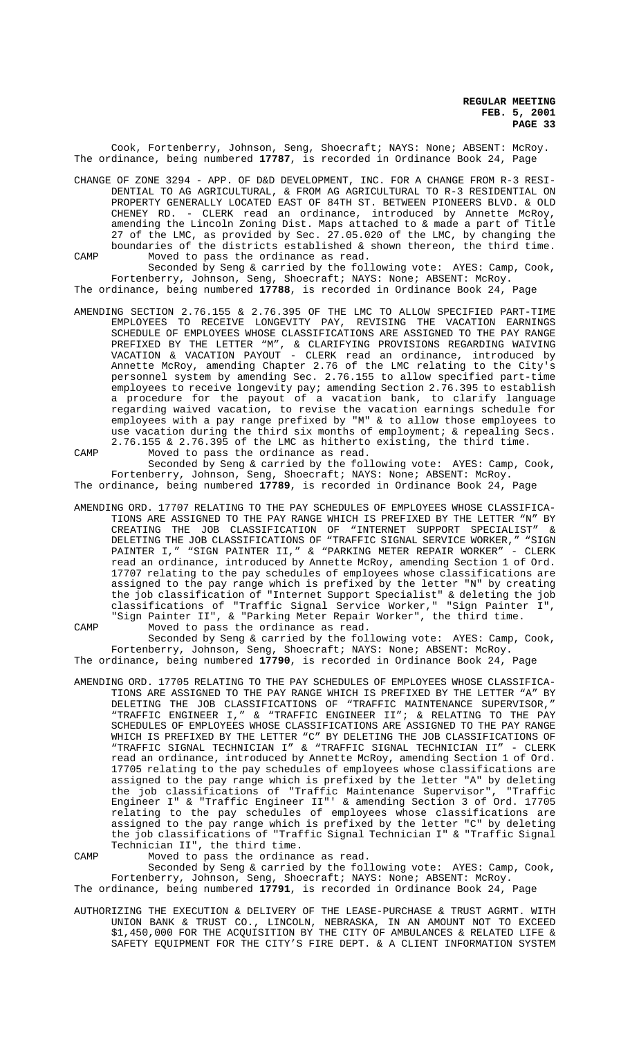Cook, Fortenberry, Johnson, Seng, Shoecraft; NAYS: None; ABSENT: McRoy.
The ordinance, being numbered **17787**, is recorded in Ordinance Book 24, Page

CHANGE OF ZONE 3294 - APP. OF D&D DEVELOPMENT, INC. FOR A CHANGE FROM R-3 RESIDENTIAL TO AG AGRICULTURAL, & FROM AG AGRICULTURAL TO R-3 RESIDENTIAL ON PROPERTY GENERALLY LOCATED EAST OF 84TH ST. BETWEEN PIONEERS BLVD. & OLD CHENEY RD. - CLERK read an ordinance, introduced by Annette McRoy, amending the Lincoln Zoning Dist. Maps attached to & made a part of Title 27 of the LMC, as provided by Sec. 27.05.020 of the LMC, by changing the boundaries of the districts established & shown thereon, the third time.

CAMP Moved to pass the ordinance as read.

Seconded by Seng & carried by the following vote: AYES: Camp, Cook, Fortenberry, Johnson, Seng, Shoecraft; NAYS: None; ABSENT: McRoy.
The ordinance, being numbered **17788**, is recorded in Ordinance Book 24, Page

AMENDING SECTION 2.76.155 & 2.76.395 OF THE LMC TO ALLOW SPECIFIED PART-TIME EMPLOYEES TO RECEIVE LONGEVITY PAY, REVISING THE VACATION EARNINGS SCHEDULE OF EMPLOYEES WHOSE CLASSIFICATIONS ARE ASSIGNED TO THE PAY RANGE PREFIXED BY THE LETTER "M", & CLARIFYING PROVISIONS REGARDING WAIVING VACATION & VACATION PAYOUT - CLERK read an ordinance, introduced by Annette McRoy, amending Chapter 2.76 of the LMC relating to the City's personnel system by amending Sec. 2.76.155 to allow specified part-time employees to receive longevity pay; amending Section 2.76.395 to establish a procedure for the payout of a vacation bank, to clarify language regarding waived vacation, to revise the vacation earnings schedule for employees with a pay range prefixed by "M" & to allow those employees to use vacation during the third six months of employment; & repealing Secs. 2.76.155 & 2.76.395 of the LMC as hitherto existing, the third time.

CAMP Moved to pass the ordinance as read.

Seconded by Seng & carried by the following vote: AYES: Camp, Cook, Fortenberry, Johnson, Seng, Shoecraft; NAYS: None; ABSENT: McRoy.
The ordinance, being numbered **17789**, is recorded in Ordinance Book 24, Page

AMENDING ORD. 17707 RELATING TO THE PAY SCHEDULES OF EMPLOYEES WHOSE CLASSIFICATIONS ARE ASSIGNED TO THE PAY RANGE WHICH IS PREFIXED BY THE LETTER "N" BY CREATING THE JOB CLASSIFICATION OF "INTERNET SUPPORT SPECIALIST" & DELETING THE JOB CLASSIFICATIONS OF "TRAFFIC SIGNAL SERVICE WORKER," "SIGN PAINTER I," "SIGN PAINTER II," & "PARKING METER REPAIR WORKER" - CLERK read an ordinance, introduced by Annette McRoy, amending Section 1 of Ord. 17707 relating to the pay schedules of employees whose classifications are assigned to the pay range which is prefixed by the letter "N" by creating the job classification of "Internet Support Specialist" & deleting the job classifications of "Traffic Signal Service Worker," "Sign Painter I", "Sign Painter II", & "Parking Meter Repair Worker", the third time.

CAMP Moved to pass the ordinance as read.

Seconded by Seng & carried by the following vote: AYES: Camp, Cook, Fortenberry, Johnson, Seng, Shoecraft; NAYS: None; ABSENT: McRoy.
The ordinance, being numbered **17790**, is recorded in Ordinance Book 24, Page

AMENDING ORD. 17705 RELATING TO THE PAY SCHEDULES OF EMPLOYEES WHOSE CLASSIFICATIONS ARE ASSIGNED TO THE PAY RANGE WHICH IS PREFIXED BY THE LETTER "A" BY DELETING THE JOB CLASSIFICATIONS OF "TRAFFIC MAINTENANCE SUPERVISOR," "TRAFFIC ENGINEER I," & "TRAFFIC ENGINEER II"; & RELATING TO THE PAY SCHEDULES OF EMPLOYEES WHOSE CLASSIFICATIONS ARE ASSIGNED TO THE PAY RANGE WHICH IS PREFIXED BY THE LETTER "C" BY DELETING THE JOB CLASSIFICATIONS OF "TRAFFIC SIGNAL TECHNICIAN I" & "TRAFFIC SIGNAL TECHNICIAN II" - CLERK read an ordinance, introduced by Annette McRoy, amending Section 1 of Ord. 17705 relating to the pay schedules of employees whose classifications are assigned to the pay range which is prefixed by the letter "A" by deleting the job classifications of "Traffic Maintenance Supervisor", "Traffic Engineer I" & "Traffic Engineer II"' & amending Section 3 of Ord. 17705 relating to the pay schedules of employees whose classifications are assigned to the pay range which is prefixed by the letter "C" by deleting the job classifications of "Traffic Signal Technician I" & "Traffic Signal Technician II", the third time.

CAMP Moved to pass the ordinance as read.

Seconded by Seng & carried by the following vote: AYES: Camp, Cook, Fortenberry, Johnson, Seng, Shoecraft; NAYS: None; ABSENT: McRoy.
The ordinance, being numbered **17791**, is recorded in Ordinance Book 24, Page

AUTHORIZING THE EXECUTION & DELIVERY OF THE LEASE-PURCHASE & TRUST AGRMT. WITH UNION BANK & TRUST CO., LINCOLN, NEBRASKA, IN AN AMOUNT NOT TO EXCEED $1,450,000 FOR THE ACQUISITION BY THE CITY OF AMBULANCES & RELATED LIFE & SAFETY EQUIPMENT FOR THE CITY'S FIRE DEPT. & A CLIENT INFORMATION SYSTEM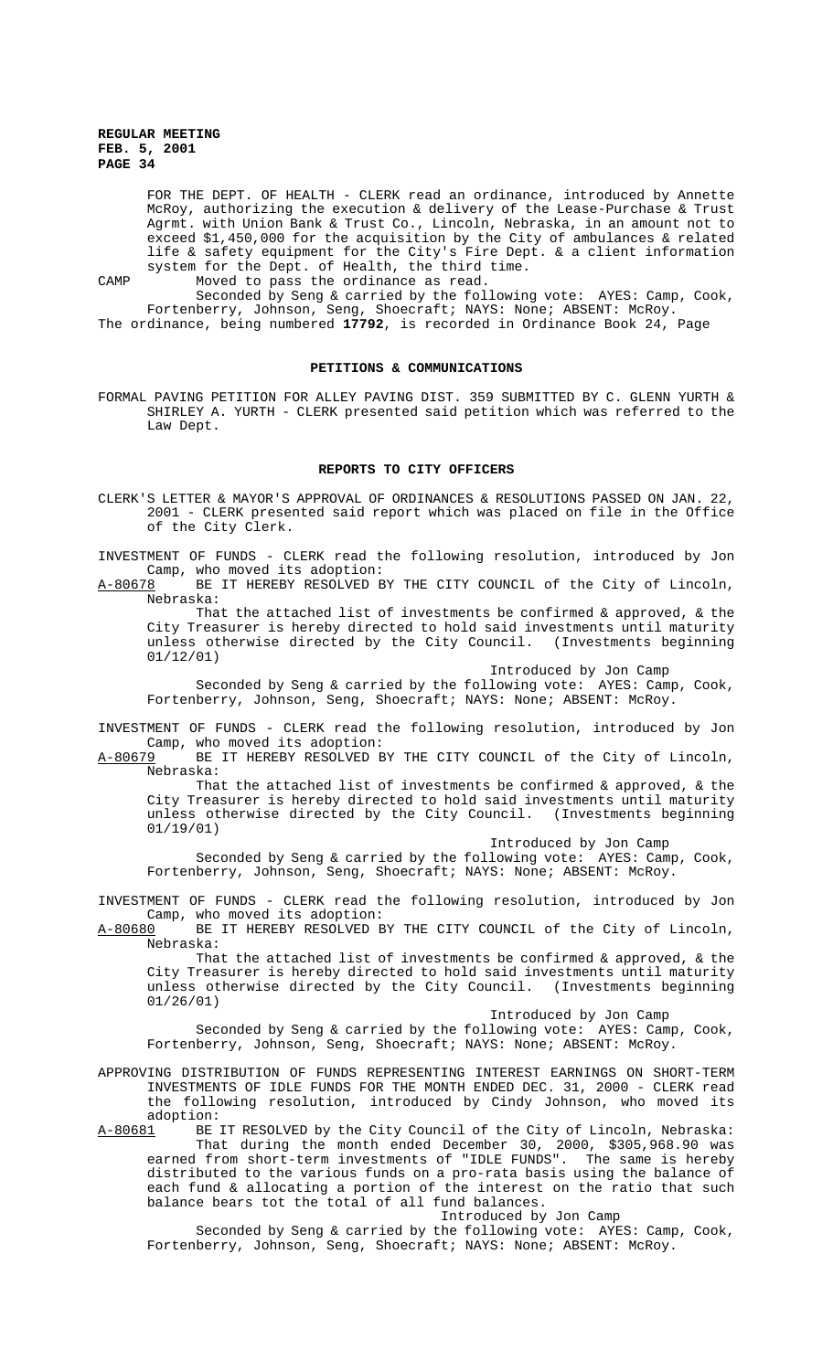FOR THE DEPT. OF HEALTH - CLERK read an ordinance, introduced by Annette McRoy, authorizing the execution & delivery of the Lease-Purchase & Trust Agrmt. with Union Bank & Trust Co., Lincoln, Nebraska, in an amount not to exceed $1,450,000 for the acquisition by the City of ambulances & related life & safety equipment for the City's Fire Dept. & a client information system for the Dept. of Health, the third time.

CAMP Moved to pass the ordinance as read.

Seconded by Seng & carried by the following vote: AYES: Camp, Cook, Fortenberry, Johnson, Seng, Shoecraft; NAYS: None; ABSENT: McRoy.

The ordinance, being numbered **17792**, is recorded in Ordinance Book 24, Page

## PETITIONS & COMMUNICATIONS

FORMAL PAVING PETITION FOR ALLEY PAVING DIST. 359 SUBMITTED BY C. GLENN YURTH & SHIRLEY A. YURTH - CLERK presented said petition which was referred to the Law Dept.

## REPORTS TO CITY OFFICERS

CLERK'S LETTER & MAYOR'S APPROVAL OF ORDINANCES & RESOLUTIONS PASSED ON JAN. 22, 2001 - CLERK presented said report which was placed on file in the Office of the City Clerk.

INVESTMENT OF FUNDS - CLERK read the following resolution, introduced by Jon Camp, who moved its adoption:

A-80678 BE IT HEREBY RESOLVED BY THE CITY COUNCIL of the City of Lincoln, Nebraska:

That the attached list of investments be confirmed & approved, & the City Treasurer is hereby directed to hold said investments until maturity unless otherwise directed by the City Council. (Investments beginning 01/12/01)

Introduced by Jon Camp

Seconded by Seng & carried by the following vote: AYES: Camp, Cook, Fortenberry, Johnson, Seng, Shoecraft; NAYS: None; ABSENT: McRoy.

INVESTMENT OF FUNDS - CLERK read the following resolution, introduced by Jon Camp, who moved its adoption:

A-80679 BE IT HEREBY RESOLVED BY THE CITY COUNCIL of the City of Lincoln, Nebraska:

That the attached list of investments be confirmed & approved, & the City Treasurer is hereby directed to hold said investments until maturity unless otherwise directed by the City Council. (Investments beginning 01/19/01)

Introduced by Jon Camp

Seconded by Seng & carried by the following vote: AYES: Camp, Cook, Fortenberry, Johnson, Seng, Shoecraft; NAYS: None; ABSENT: McRoy.

INVESTMENT OF FUNDS - CLERK read the following resolution, introduced by Jon Camp, who moved its adoption:

A-80680 BE IT HEREBY RESOLVED BY THE CITY COUNCIL of the City of Lincoln, Nebraska:

That the attached list of investments be confirmed & approved, & the City Treasurer is hereby directed to hold said investments until maturity unless otherwise directed by the City Council. (Investments beginning 01/26/01)

Introduced by Jon Camp

Seconded by Seng & carried by the following vote: AYES: Camp, Cook, Fortenberry, Johnson, Seng, Shoecraft; NAYS: None; ABSENT: McRoy.

APPROVING DISTRIBUTION OF FUNDS REPRESENTING INTEREST EARNINGS ON SHORT-TERM INVESTMENTS OF IDLE FUNDS FOR THE MONTH ENDED DEC. 31, 2000 - CLERK read the following resolution, introduced by Cindy Johnson, who moved its adoption:

A-80681 BE IT RESOLVED by the City Council of the City of Lincoln, Nebraska:

That during the month ended December 30, 2000, $305,968.90 was earned from short-term investments of "IDLE FUNDS". The same is hereby distributed to the various funds on a pro-rata basis using the balance of each fund & allocating a portion of the interest on the ratio that such balance bears tot the total of all fund balances.

Introduced by Jon Camp

Seconded by Seng & carried by the following vote: AYES: Camp, Cook, Fortenberry, Johnson, Seng, Shoecraft; NAYS: None; ABSENT: McRoy.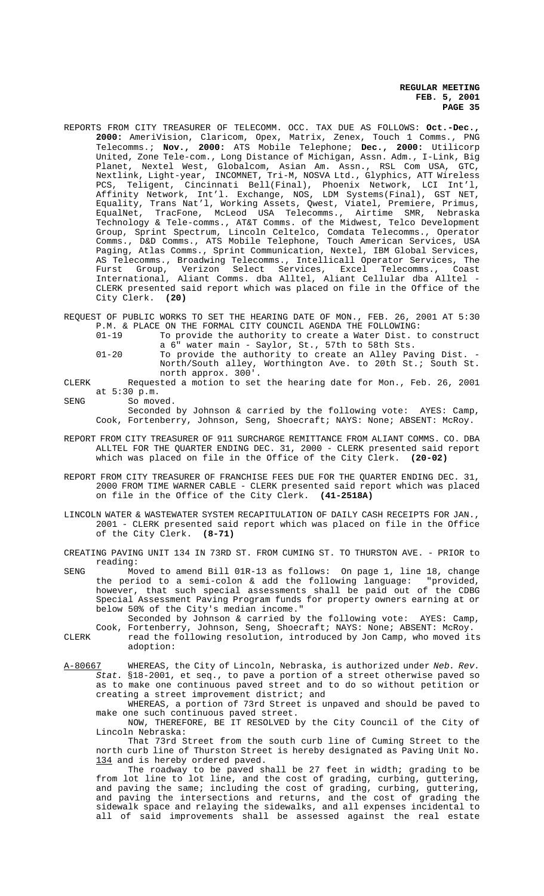REPORTS FROM CITY TREASURER OF TELECOMM. OCC. TAX DUE AS FOLLOWS: **Oct.-Dec., 2000:** AmeriVision, Claricom, Opex, Matrix, Zenex, Touch 1 Comms., PNG Telecomms.; **Nov., 2000:** ATS Mobile Telephone; **Dec., 2000:** Utilicorp United, Zone Tele-com., Long Distance of Michigan, Assn. Adm., I-Link, Big Planet, Nextel West, Globalcom, Asian Am. Assn., RSL Com USA, GTC, Nextlink, Light-year, INCOMNET, Tri-M, NOSVA Ltd., Glyphics, ATT Wireless PCS, Teligent, Cincinnati Bell(Final), Phoenix Network, LCI Int'l, Affinity Network, Int'l. Exchange, NOS, LDM Systems(Final), GST NET, Equality, Trans Nat'l, Working Assets, Qwest, Viatel, Premiere, Primus, EqualNet, TracFone, McLeod USA Telecomms., Airtime SMR, Nebraska Technology & Tele-comms., AT&T Comms. of the Midwest, Telco Development Group, Sprint Spectrum, Lincoln Celtelco, Comdata Telecomms., Operator Comms., D&D Comms., ATS Mobile Telephone, Touch American Services, USA Paging, Atlas Comms., Sprint Communication, Nextel, IBM Global Services, AS Telecomms., Broadwing Telecomms., Intellicall Operator Services, The Furst Group, Verizon Select Services, Excel Telecomms., Coast International, Aliant Comms. dba Alltel, Aliant Cellular dba Alltel - CLERK presented said report which was placed on file in the Office of the City Clerk. **(20)**

REQUEST OF PUBLIC WORKS TO SET THE HEARING DATE OF MON., FEB. 26, 2001 AT 5:30 P.M. & PLACE ON THE FORMAL CITY COUNCIL AGENDA THE FOLLOWING:

01-19 To provide the authority to create a Water Dist. to construct a 6" water main - Saylor, St., 57th to 58th Sts.

01-20 To provide the authority to create an Alley Paving Dist. - North/South alley, Worthington Ave. to 20th St.; South St. north approx. 300'.

CLERK Requested a motion to set the hearing date for Mon., Feb. 26, 2001 at 5:30 p.m.

SENG So moved.

Seconded by Johnson & carried by the following vote: AYES: Camp, Cook, Fortenberry, Johnson, Seng, Shoecraft; NAYS: None; ABSENT: McRoy.

REPORT FROM CITY TREASURER OF 911 SURCHARGE REMITTANCE FROM ALIANT COMMS. CO. DBA ALLTEL FOR THE QUARTER ENDING DEC. 31, 2000 - CLERK presented said report which was placed on file in the Office of the City Clerk. **(20-02)**

REPORT FROM CITY TREASURER OF FRANCHISE FEES DUE FOR THE QUARTER ENDING DEC. 31, 2000 FROM TIME WARNER CABLE - CLERK presented said report which was placed on file in the Office of the City Clerk. **(41-2518A)**

LINCOLN WATER & WASTEWATER SYSTEM RECAPITULATION OF DAILY CASH RECEIPTS FOR JAN., 2001 - CLERK presented said report which was placed on file in the Office of the City Clerk. **(8-71)**

CREATING PAVING UNIT 134 IN 73RD ST. FROM CUMING ST. TO THURSTON AVE. - PRIOR to reading:

SENG Moved to amend Bill 01R-13 as follows: On page 1, line 18, change the period to a semi-colon & add the following language: "provided, however, that such special assessments shall be paid out of the CDBG Special Assessment Paving Program funds for property owners earning at or below 50% of the City's median income."

Seconded by Johnson & carried by the following vote: AYES: Camp, Cook, Fortenberry, Johnson, Seng, Shoecraft; NAYS: None; ABSENT: McRoy.

CLERK read the following resolution, introduced by Jon Camp, who moved its adoption:

A-80667 WHEREAS, the City of Lincoln, Nebraska, is authorized under *Neb. Rev. Stat.* §18-2001, et seq., to pave a portion of a street otherwise paved so as to make one continuous paved street and to do so without petition or creating a street improvement district; and

WHEREAS, a portion of 73rd Street is unpaved and should be paved to make one such continuous paved street.

NOW, THEREFORE, BE IT RESOLVED by the City Council of the City of Lincoln Nebraska:

That 73rd Street from the south curb line of Cuming Street to the north curb line of Thurston Street is hereby designated as Paving Unit No. 134 and is hereby ordered paved.

The roadway to be paved shall be 27 feet in width; grading to be from lot line to lot line, and the cost of grading, curbing, guttering, and paving the same; including the cost of grading, curbing, guttering, and paving the intersections and returns, and the cost of grading the sidewalk space and relaying the sidewalks, and all expenses incidental to all of said improvements shall be assessed against the real estate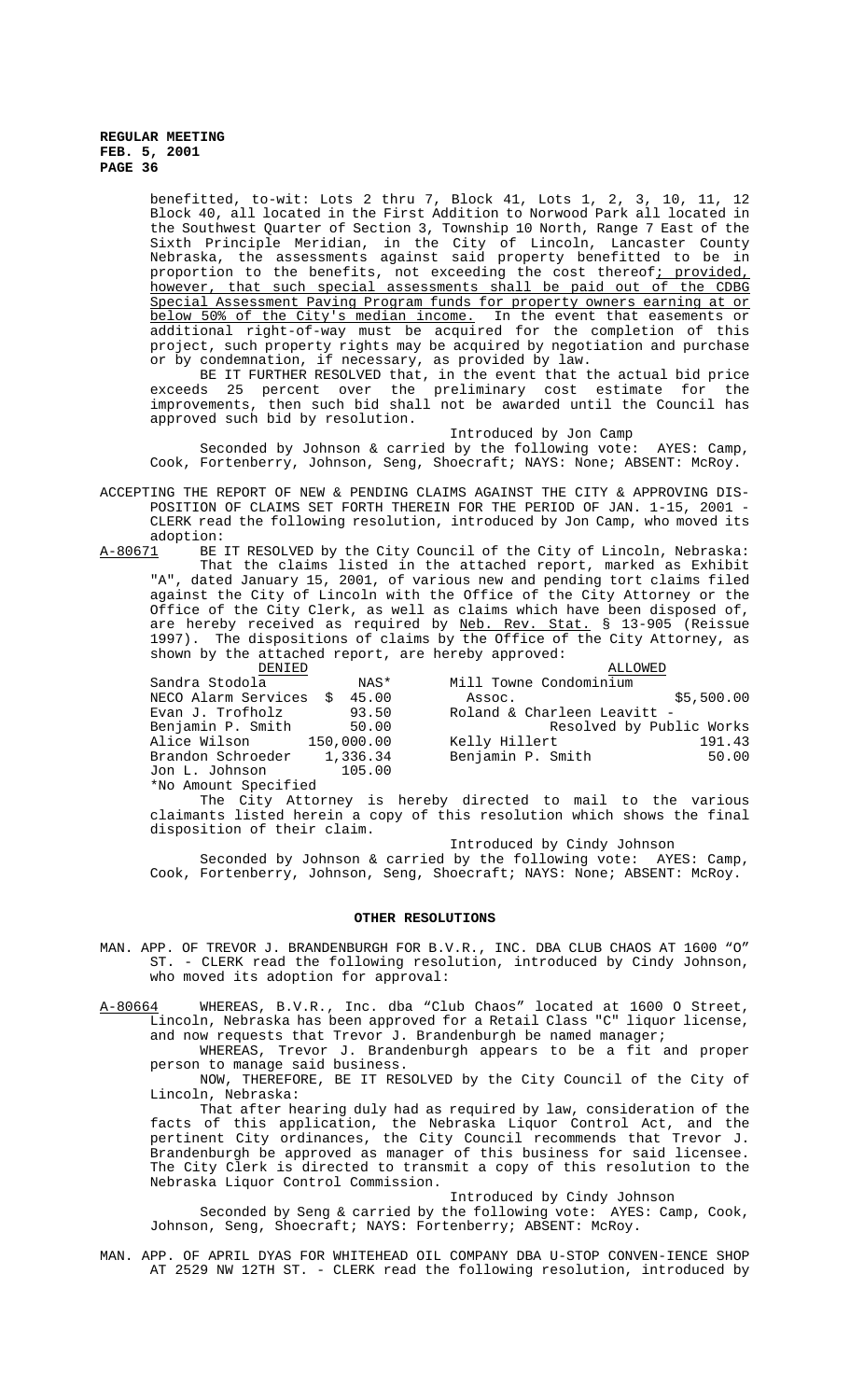benefitted, to-wit: Lots 2 thru 7, Block 41, Lots 1, 2, 3, 10, 11, 12 Block 40, all located in the First Addition to Norwood Park all located in the Southwest Quarter of Section 3, Township 10 North, Range 7 East of the Sixth Principle Meridian, in the City of Lincoln, Lancaster County Nebraska, the assessments against said property benefitted to be in proportion to the benefits, not exceeding the cost thereof; provided, however, that such special assessments shall be paid out of the CDBG Special Assessment Paving Program funds for property owners earning at or below 50% of the City's median income. In the event that easements or additional right-of-way must be acquired for the completion of this project, such property rights may be acquired by negotiation and purchase or by condemnation, if necessary, as provided by law.

BE IT FURTHER RESOLVED that, in the event that the actual bid price exceeds 25 percent over the preliminary cost estimate for the improvements, then such bid shall not be awarded until the Council has approved such bid by resolution.

Introduced by Jon Camp

Seconded by Johnson & carried by the following vote: AYES: Camp, Cook, Fortenberry, Johnson, Seng, Shoecraft; NAYS: None; ABSENT: McRoy.

ACCEPTING THE REPORT OF NEW & PENDING CLAIMS AGAINST THE CITY & APPROVING DISPOSITION OF CLAIMS SET FORTH THEREIN FOR THE PERIOD OF JAN. 1-15, 2001 - CLERK read the following resolution, introduced by Jon Camp, who moved its adoption:

A-80671 BE IT RESOLVED by the City Council of the City of Lincoln, Nebraska: That the claims listed in the attached report, marked as Exhibit "A", dated January 15, 2001, of various new and pending tort claims filed against the City of Lincoln with the Office of the City Attorney or the Office of the City Clerk, as well as claims which have been disposed of, are hereby received as required by Neb. Rev. Stat. § 13-905 (Reissue 1997). The dispositions of claims by the Office of the City Attorney, as shown by the attached report, are hereby approved:

| DENIED | | ALLOWED | |
|---|---|---|---|
| Sandra Stodola | NAS* | Mill Towne Condominium Assoc. | $5,500.00 |
| NECO Alarm Services | $ 45.00 | Roland & Charleen Leavitt - | Resolved by Public Works |
| Evan J. Trofholz | 93.50 | Kelly Hillert | 191.43 |
| Benjamin P. Smith | 50.00 | Benjamin P. Smith | 50.00 |
| Alice Wilson | 150,000.00 | | |
| Brandon Schroeder | 1,336.34 | | |
| Jon L. Johnson | 105.00 | | |

*No Amount Specified

The City Attorney is hereby directed to mail to the various claimants listed herein a copy of this resolution which shows the final disposition of their claim.

Introduced by Cindy Johnson

Seconded by Johnson & carried by the following vote: AYES: Camp, Cook, Fortenberry, Johnson, Seng, Shoecraft; NAYS: None; ABSENT: McRoy.

## OTHER RESOLUTIONS

MAN. APP. OF TREVOR J. BRANDENBURGH FOR B.V.R., INC. DBA CLUB CHAOS AT 1600 "O" ST. - CLERK read the following resolution, introduced by Cindy Johnson, who moved its adoption for approval:

A-80664 WHEREAS, B.V.R., Inc. dba "Club Chaos" located at 1600 O Street, Lincoln, Nebraska has been approved for a Retail Class "C" liquor license, and now requests that Trevor J. Brandenburgh be named manager;

WHEREAS, Trevor J. Brandenburgh appears to be a fit and proper person to manage said business.

NOW, THEREFORE, BE IT RESOLVED by the City Council of the City of Lincoln, Nebraska:

That after hearing duly had as required by law, consideration of the facts of this application, the Nebraska Liquor Control Act, and the pertinent City ordinances, the City Council recommends that Trevor J. Brandenburgh be approved as manager of this business for said licensee. The City Clerk is directed to transmit a copy of this resolution to the Nebraska Liquor Control Commission.

Introduced by Cindy Johnson

Seconded by Seng & carried by the following vote: AYES: Camp, Cook, Johnson, Seng, Shoecraft; NAYS: Fortenberry; ABSENT: McRoy.

MAN. APP. OF APRIL DYAS FOR WHITEHEAD OIL COMPANY DBA U-STOP CONVEN-IENCE SHOP AT 2529 NW 12TH ST. - CLERK read the following resolution, introduced by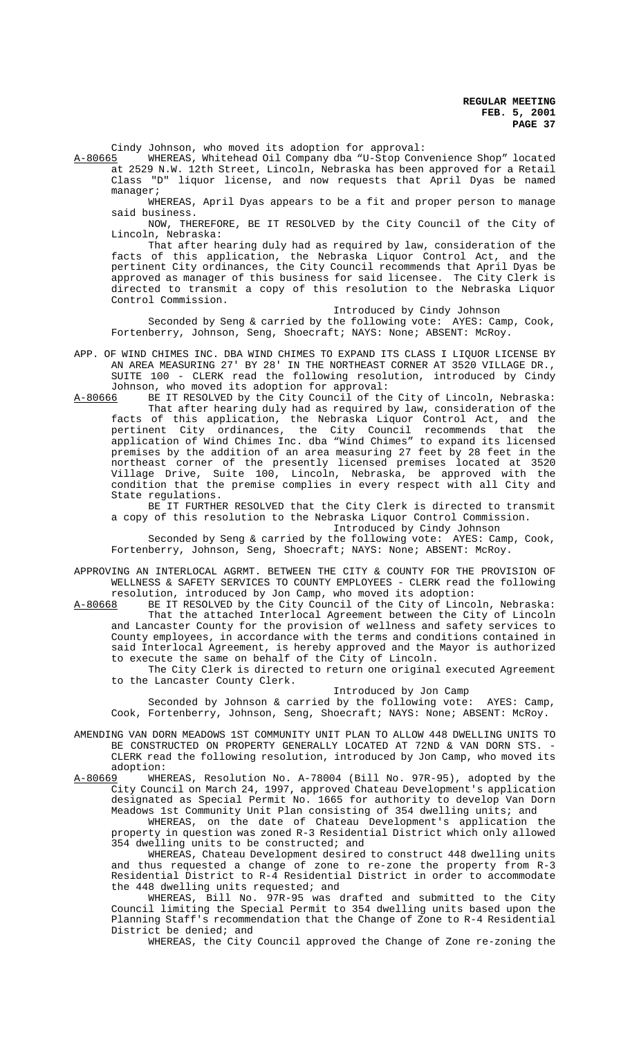Cindy Johnson, who moved its adoption for approval:

A-80665 WHEREAS, Whitehead Oil Company dba "U-Stop Convenience Shop" located at 2529 N.W. 12th Street, Lincoln, Nebraska has been approved for a Retail Class "D" liquor license, and now requests that April Dyas be named manager;

WHEREAS, April Dyas appears to be a fit and proper person to manage said business.

NOW, THEREFORE, BE IT RESOLVED by the City Council of the City of Lincoln, Nebraska:

That after hearing duly had as required by law, consideration of the facts of this application, the Nebraska Liquor Control Act, and the pertinent City ordinances, the City Council recommends that April Dyas be approved as manager of this business for said licensee. The City Clerk is directed to transmit a copy of this resolution to the Nebraska Liquor Control Commission.

Introduced by Cindy Johnson

Seconded by Seng & carried by the following vote: AYES: Camp, Cook, Fortenberry, Johnson, Seng, Shoecraft; NAYS: None; ABSENT: McRoy.

APP. OF WIND CHIMES INC. DBA WIND CHIMES TO EXPAND ITS CLASS I LIQUOR LICENSE BY AN AREA MEASURING 27' BY 28' IN THE NORTHEAST CORNER AT 3520 VILLAGE DR., SUITE 100 - CLERK read the following resolution, introduced by Cindy Johnson, who moved its adoption for approval:

A-80666 BE IT RESOLVED by the City Council of the City of Lincoln, Nebraska:

That after hearing duly had as required by law, consideration of the facts of this application, the Nebraska Liquor Control Act, and the pertinent City ordinances, the City Council recommends that the application of Wind Chimes Inc. dba "Wind Chimes" to expand its licensed premises by the addition of an area measuring 27 feet by 28 feet in the northeast corner of the presently licensed premises located at 3520 Village Drive, Suite 100, Lincoln, Nebraska, be approved with the condition that the premise complies in every respect with all City and State regulations.

BE IT FURTHER RESOLVED that the City Clerk is directed to transmit a copy of this resolution to the Nebraska Liquor Control Commission.

Introduced by Cindy Johnson

Seconded by Seng & carried by the following vote: AYES: Camp, Cook, Fortenberry, Johnson, Seng, Shoecraft; NAYS: None; ABSENT: McRoy.

APPROVING AN INTERLOCAL AGRMT. BETWEEN THE CITY & COUNTY FOR THE PROVISION OF WELLNESS & SAFETY SERVICES TO COUNTY EMPLOYEES - CLERK read the following resolution, introduced by Jon Camp, who moved its adoption:

A-80668 BE IT RESOLVED by the City Council of the City of Lincoln, Nebraska:

That the attached Interlocal Agreement between the City of Lincoln and Lancaster County for the provision of wellness and safety services to County employees, in accordance with the terms and conditions contained in said Interlocal Agreement, is hereby approved and the Mayor is authorized to execute the same on behalf of the City of Lincoln.

The City Clerk is directed to return one original executed Agreement to the Lancaster County Clerk.

Introduced by Jon Camp

Seconded by Johnson & carried by the following vote: AYES: Camp, Cook, Fortenberry, Johnson, Seng, Shoecraft; NAYS: None; ABSENT: McRoy.

AMENDING VAN DORN MEADOWS 1ST COMMUNITY UNIT PLAN TO ALLOW 448 DWELLING UNITS TO BE CONSTRUCTED ON PROPERTY GENERALLY LOCATED AT 72ND & VAN DORN STS. - CLERK read the following resolution, introduced by Jon Camp, who moved its adoption:

A-80669 WHEREAS, Resolution No. A-78004 (Bill No. 97R-95), adopted by the City Council on March 24, 1997, approved Chateau Development's application designated as Special Permit No. 1665 for authority to develop Van Dorn Meadows 1st Community Unit Plan consisting of 354 dwelling units; and

WHEREAS, on the date of Chateau Development's application the property in question was zoned R-3 Residential District which only allowed 354 dwelling units to be constructed; and

WHEREAS, Chateau Development desired to construct 448 dwelling units and thus requested a change of zone to re-zone the property from R-3 Residential District to R-4 Residential District in order to accommodate the 448 dwelling units requested; and

WHEREAS, Bill No. 97R-95 was drafted and submitted to the City Council limiting the Special Permit to 354 dwelling units based upon the Planning Staff's recommendation that the Change of Zone to R-4 Residential District be denied; and

WHEREAS, the City Council approved the Change of Zone re-zoning the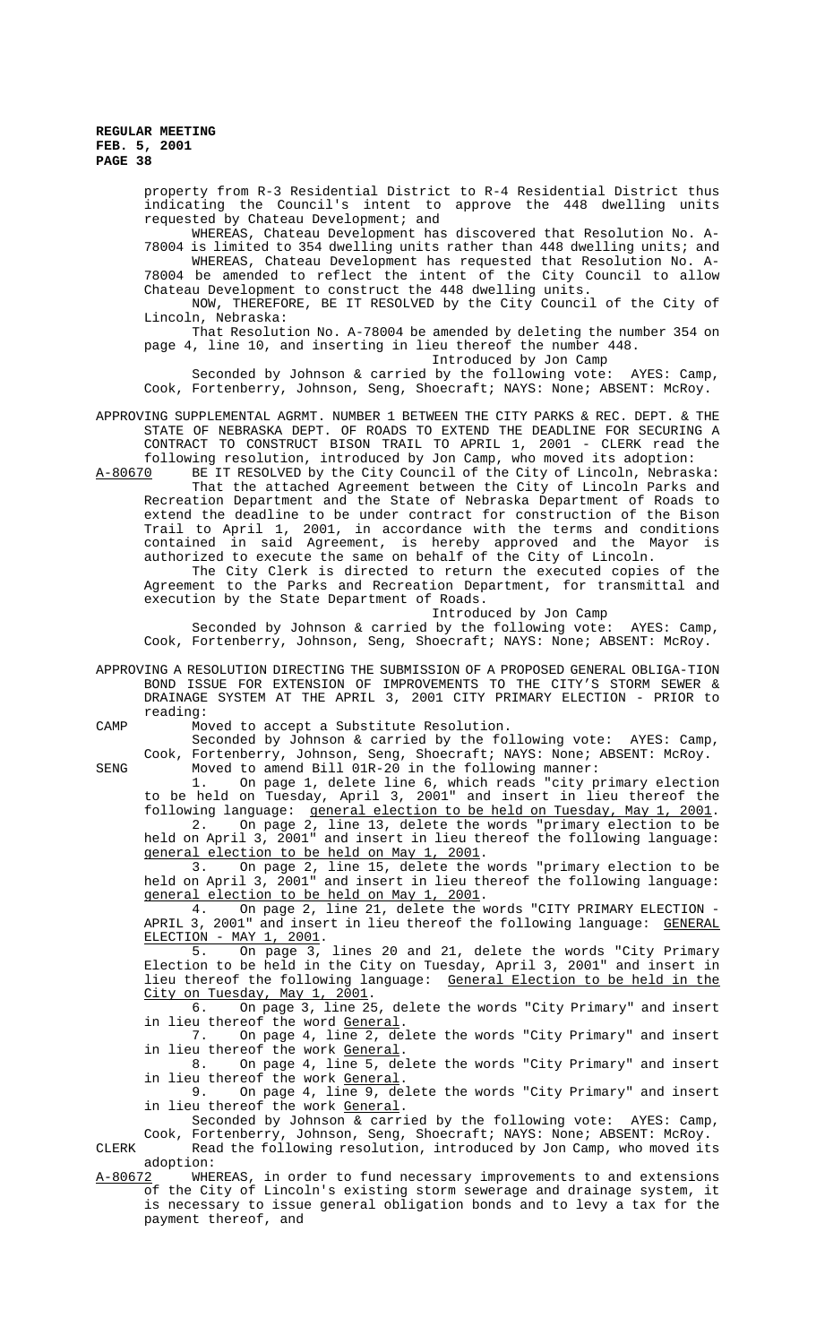property from R-3 Residential District to R-4 Residential District thus indicating the Council's intent to approve the 448 dwelling units requested by Chateau Development; and

WHEREAS, Chateau Development has discovered that Resolution No. A-78004 is limited to 354 dwelling units rather than 448 dwelling units; and

WHEREAS, Chateau Development has requested that Resolution No. A-78004 be amended to reflect the intent of the City Council to allow Chateau Development to construct the 448 dwelling units.

NOW, THEREFORE, BE IT RESOLVED by the City Council of the City of Lincoln, Nebraska:

That Resolution No. A-78004 be amended by deleting the number 354 on page 4, line 10, and inserting in lieu thereof the number 448.

Introduced by Jon Camp

Seconded by Johnson & carried by the following vote: AYES: Camp, Cook, Fortenberry, Johnson, Seng, Shoecraft; NAYS: None; ABSENT: McRoy.

APPROVING SUPPLEMENTAL AGRMT. NUMBER 1 BETWEEN THE CITY PARKS & REC. DEPT. & THE STATE OF NEBRASKA DEPT. OF ROADS TO EXTEND THE DEADLINE FOR SECURING A CONTRACT TO CONSTRUCT BISON TRAIL TO APRIL 1, 2001 - CLERK read the following resolution, introduced by Jon Camp, who moved its adoption:

A-80670 BE IT RESOLVED by the City Council of the City of Lincoln, Nebraska:

That the attached Agreement between the City of Lincoln Parks and Recreation Department and the State of Nebraska Department of Roads to extend the deadline to be under contract for construction of the Bison Trail to April 1, 2001, in accordance with the terms and conditions contained in said Agreement, is hereby approved and the Mayor is authorized to execute the same on behalf of the City of Lincoln.

The City Clerk is directed to return the executed copies of the Agreement to the Parks and Recreation Department, for transmittal and execution by the State Department of Roads.

Introduced by Jon Camp

Seconded by Johnson & carried by the following vote: AYES: Camp, Cook, Fortenberry, Johnson, Seng, Shoecraft; NAYS: None; ABSENT: McRoy.

APPROVING A RESOLUTION DIRECTING THE SUBMISSION OF A PROPOSED GENERAL OBLIGA-TION BOND ISSUE FOR EXTENSION OF IMPROVEMENTS TO THE CITY'S STORM SEWER & DRAINAGE SYSTEM AT THE APRIL 3, 2001 CITY PRIMARY ELECTION - PRIOR to reading:

CAMP Moved to accept a Substitute Resolution.

Seconded by Johnson & carried by the following vote: AYES: Camp, Cook, Fortenberry, Johnson, Seng, Shoecraft; NAYS: None; ABSENT: McRoy.

SENG Moved to amend Bill 01R-20 in the following manner:

1. On page 1, delete line 6, which reads "city primary election to be held on Tuesday, April 3, 2001" and insert in lieu thereof the following language: general election to be held on Tuesday, May 1, 2001.
2. On page 2, line 13, delete the words "primary election to be held on April 3, 2001" and insert in lieu thereof the following language: general election to be held on May 1, 2001.
3. On page 2, line 15, delete the words "primary election to be held on April 3, 2001" and insert in lieu thereof the following language: general election to be held on May 1, 2001.
4. On page 2, line 21, delete the words "CITY PRIMARY ELECTION - APRIL 3, 2001" and insert in lieu thereof the following language: GENERAL ELECTION - MAY 1, 2001.
5. On page 3, lines 20 and 21, delete the words "City Primary Election to be held in the City on Tuesday, April 3, 2001" and insert in lieu thereof the following language: General Election to be held in the City on Tuesday, May 1, 2001.
6. On page 3, line 25, delete the words "City Primary" and insert in lieu thereof the word General.
7. On page 4, line 2, delete the words "City Primary" and insert in lieu thereof the work General.
8. On page 4, line 5, delete the words "City Primary" and insert in lieu thereof the work General.
9. On page 4, line 9, delete the words "City Primary" and insert in lieu thereof the work General.

Seconded by Johnson & carried by the following vote: AYES: Camp, Cook, Fortenberry, Johnson, Seng, Shoecraft; NAYS: None; ABSENT: McRoy.

CLERK Read the following resolution, introduced by Jon Camp, who moved its adoption:

A-80672 WHEREAS, in order to fund necessary improvements to and extensions of the City of Lincoln's existing storm sewerage and drainage system, it is necessary to issue general obligation bonds and to levy a tax for the payment thereof, and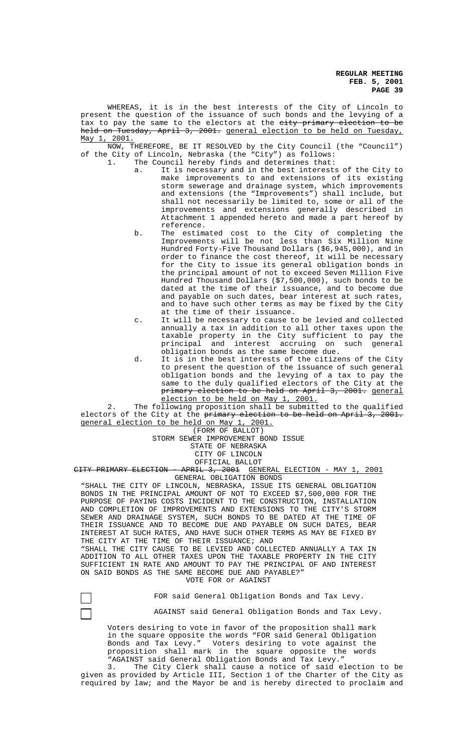WHEREAS, it is in the best interests of the City of Lincoln to present the question of the issuance of such bonds and the levying of a tax to pay the same to the electors at the ~~city primary election to be held on Tuesday, April 3, 2001.~~ general election to be held on Tuesday, May 1, 2001.

NOW, THEREFORE, BE IT RESOLVED by the City Council (the "Council") of the City of Lincoln, Nebraska (the "City") as follows:

1. The Council hereby finds and determines that:
   a. It is necessary and in the best interests of the City to make improvements to and extensions of its existing storm sewerage and drainage system, which improvements and extensions (the "Improvements") shall include, but shall not necessarily be limited to, some or all of the improvements and extensions generally described in Attachment 1 appended hereto and made a part hereof by reference.
   b. The estimated cost to the City of completing the Improvements will be not less than Six Million Nine Hundred Forty-Five Thousand Dollars ($6,945,000), and in order to finance the cost thereof, it will be necessary for the City to issue its general obligation bonds in the principal amount of not to exceed Seven Million Five Hundred Thousand Dollars ($7,500,000), such bonds to be dated at the time of their issuance, and to become due and payable on such dates, bear interest at such rates, and to have such other terms as may be fixed by the City at the time of their issuance.
   c. It will be necessary to cause to be levied and collected annually a tax in addition to all other taxes upon the taxable property in the City sufficient to pay the principal and interest accruing on such general obligation bonds as the same become due.
   d. It is in the best interests of the citizens of the City to present the question of the issuance of such general obligation bonds and the levying of a tax to pay the same to the duly qualified electors of the City at the ~~primary election to be held on April 3, 2001.~~ general election to be held on May 1, 2001.

2. The following proposition shall be submitted to the qualified electors of the City at the ~~primary election to be held on April 3, 2001.~~ general election to be held on May 1, 2001.

(FORM OF BALLOT)
STORM SEWER IMPROVEMENT BOND ISSUE
STATE OF NEBRASKA
CITY OF LINCOLN
OFFICIAL BALLOT
~~CITY PRIMARY ELECTION - APRIL 3, 2001~~ GENERAL ELECTION - MAY 1, 2001
GENERAL OBLIGATION BONDS

"SHALL THE CITY OF LINCOLN, NEBRASKA, ISSUE ITS GENERAL OBLIGATION BONDS IN THE PRINCIPAL AMOUNT OF NOT TO EXCEED $7,500,000 FOR THE PURPOSE OF PAYING COSTS INCIDENT TO THE CONSTRUCTION, INSTALLATION AND COMPLETION OF IMPROVEMENTS AND EXTENSIONS TO THE CITY'S STORM SEWER AND DRAINAGE SYSTEM, SUCH BONDS TO BE DATED AT THE TIME OF THEIR ISSUANCE AND TO BECOME DUE AND PAYABLE ON SUCH DATES, BEAR INTEREST AT SUCH RATES, AND HAVE SUCH OTHER TERMS AS MAY BE FIXED BY THE CITY AT THE TIME OF THEIR ISSUANCE; AND

"SHALL THE CITY CAUSE TO BE LEVIED AND COLLECTED ANNUALLY A TAX IN ADDITION TO ALL OTHER TAXES UPON THE TAXABLE PROPERTY IN THE CITY SUFFICIENT IN RATE AND AMOUNT TO PAY THE PRINCIPAL OF AND INTEREST ON SAID BONDS AS THE SAME BECOME DUE AND PAYABLE?"

VOTE FOR or AGAINST

☐ FOR said General Obligation Bonds and Tax Levy.

☐ AGAINST said General Obligation Bonds and Tax Levy.

Voters desiring to vote in favor of the proposition shall mark in the square opposite the words "FOR said General Obligation Bonds and Tax Levy." Voters desiring to vote against the proposition shall mark in the square opposite the words "AGAINST said General Obligation Bonds and Tax Levy."

3. The City Clerk shall cause a notice of said election to be given as provided by Article III, Section 1 of the Charter of the City as required by law; and the Mayor be and is hereby directed to proclaim and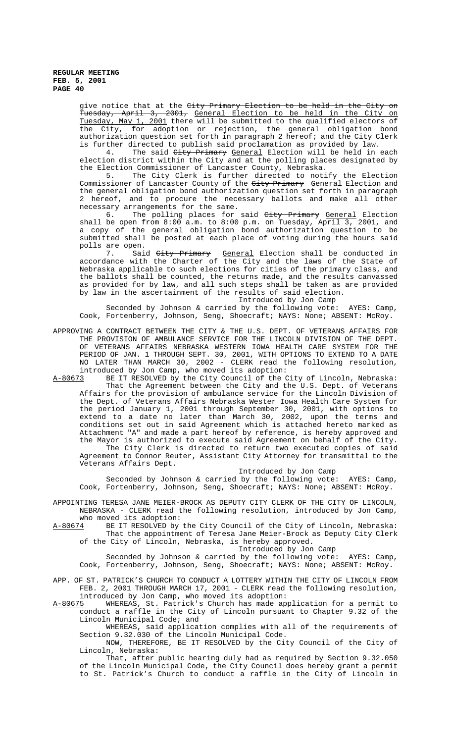give notice that at the ~~City Primary Election to be held in the City on Tuesday, April 3, 2001,~~ General Election to be held in the City on Tuesday, May 1, 2001 there will be submitted to the qualified electors of the City, for adoption or rejection, the general obligation bond authorization question set forth in paragraph 2 hereof; and the City Clerk is further directed to publish said proclamation as provided by law.

4. The said ~~City Primary~~ General Election will be held in each election district within the City and at the polling places designated by the Election Commissioner of Lancaster County, Nebraska.

5. The City Clerk is further directed to notify the Election Commissioner of Lancaster County of the ~~City Primary~~ General Election and the general obligation bond authorization question set forth in paragraph 2 hereof, and to procure the necessary ballots and make all other necessary arrangements for the same.

6. The polling places for said ~~City Primary~~ General Election shall be open from 8:00 a.m. to 8:00 p.m. on Tuesday, April 3, 2001, and a copy of the general obligation bond authorization question to be submitted shall be posted at each place of voting during the hours said polls are open.

7. Said ~~City Primary~~ General Election shall be conducted in accordance with the Charter of the City and the laws of the State of Nebraska applicable to such elections for cities of the primary class, and the ballots shall be counted, the returns made, and the results canvassed as provided for by law, and all such steps shall be taken as are provided by law in the ascertainment of the results of said election.

Introduced by Jon Camp

Seconded by Johnson & carried by the following vote: AYES: Camp, Cook, Fortenberry, Johnson, Seng, Shoecraft; NAYS: None; ABSENT: McRoy.

APPROVING A CONTRACT BETWEEN THE CITY & THE U.S. DEPT. OF VETERANS AFFAIRS FOR THE PROVISION OF AMBULANCE SERVICE FOR THE LINCOLN DIVISION OF THE DEPT. OF VETERANS AFFAIRS NEBRASKA WESTERN IOWA HEALTH CARE SYSTEM FOR THE PERIOD OF JAN. 1 THROUGH SEPT. 30, 2001, WITH OPTIONS TO EXTEND TO A DATE NO LATER THAN MARCH 30, 2002 - CLERK read the following resolution, introduced by Jon Camp, who moved its adoption:

A-80673 BE IT RESOLVED by the City Council of the City of Lincoln, Nebraska:

That the Agreement between the City and the U.S. Dept. of Veterans Affairs for the provision of ambulance service for the Lincoln Division of the Dept. of Veterans Affairs Nebraska Wester Iowa Health Care System for the period January 1, 2001 through September 30, 2001, with options to extend to a date no later than March 30, 2002, upon the terms and conditions set out in said Agreement which is attached hereto marked as Attachment "A" and made a part hereof by reference, is hereby approved and the Mayor is authorized to execute said Agreement on behalf of the City.

The City Clerk is directed to return two executed copies of said Agreement to Connor Reuter, Assistant City Attorney for transmittal to the Veterans Affairs Dept.

Introduced by Jon Camp

Seconded by Johnson & carried by the following vote: AYES: Camp, Cook, Fortenberry, Johnson, Seng, Shoecraft; NAYS: None; ABSENT: McRoy.

APPOINTING TERESA JANE MEIER-BROCK AS DEPUTY CITY CLERK OF THE CITY OF LINCOLN, NEBRASKA - CLERK read the following resolution, introduced by Jon Camp, who moved its adoption:

A-80674 BE IT RESOLVED by the City Council of the City of Lincoln, Nebraska:

That the appointment of Teresa Jane Meier-Brock as Deputy City Clerk of the City of Lincoln, Nebraska, is hereby approved.

Introduced by Jon Camp

Seconded by Johnson & carried by the following vote: AYES: Camp, Cook, Fortenberry, Johnson, Seng, Shoecraft; NAYS: None; ABSENT: McRoy.

APP. OF ST. PATRICK'S CHURCH TO CONDUCT A LOTTERY WITHIN THE CITY OF LINCOLN FROM FEB. 2, 2001 THROUGH MARCH 17, 2001 - CLERK read the following resolution, introduced by Jon Camp, who moved its adoption:

A-80675 WHEREAS, St. Patrick's Church has made application for a permit to conduct a raffle in the City of Lincoln pursuant to Chapter 9.32 of the Lincoln Municipal Code; and

WHEREAS, said application complies with all of the requirements of Section 9.32.030 of the Lincoln Municipal Code.

NOW, THEREFORE, BE IT RESOLVED by the City Council of the City of Lincoln, Nebraska:

That, after public hearing duly had as required by Section 9.32.050 of the Lincoln Municipal Code, the City Council does hereby grant a permit to St. Patrick's Church to conduct a raffle in the City of Lincoln in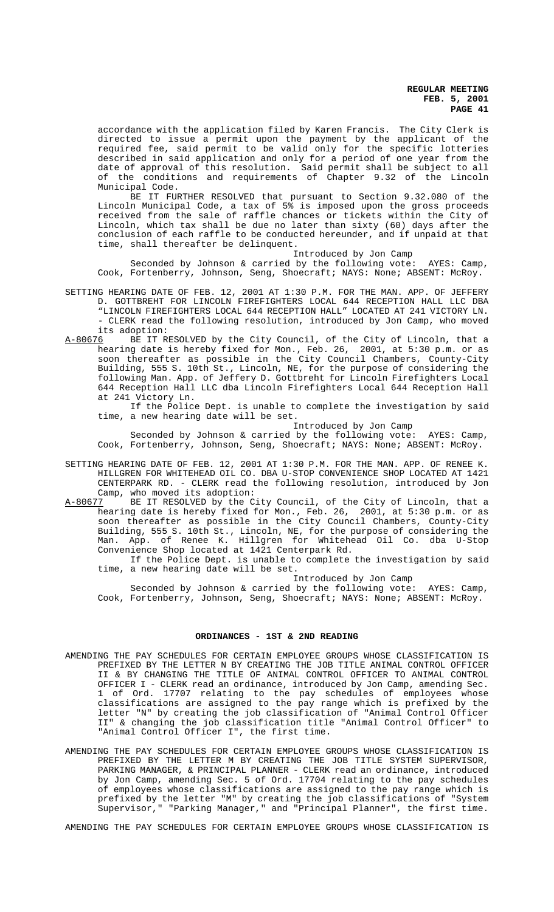accordance with the application filed by Karen Francis. The City Clerk is directed to issue a permit upon the payment by the applicant of the required fee, said permit to be valid only for the specific lotteries described in said application and only for a period of one year from the date of approval of this resolution. Said permit shall be subject to all of the conditions and requirements of Chapter 9.32 of the Lincoln Municipal Code.

BE IT FURTHER RESOLVED that pursuant to Section 9.32.080 of the Lincoln Municipal Code, a tax of 5% is imposed upon the gross proceeds received from the sale of raffle chances or tickets within the City of Lincoln, which tax shall be due no later than sixty (60) days after the conclusion of each raffle to be conducted hereunder, and if unpaid at that time, shall thereafter be delinquent.

Introduced by Jon Camp

Seconded by Johnson & carried by the following vote: AYES: Camp, Cook, Fortenberry, Johnson, Seng, Shoecraft; NAYS: None; ABSENT: McRoy.

SETTING HEARING DATE OF FEB. 12, 2001 AT 1:30 P.M. FOR THE MAN. APP. OF JEFFERY D. GOTTBREHT FOR LINCOLN FIREFIGHTERS LOCAL 644 RECEPTION HALL LLC DBA "LINCOLN FIREFIGHTERS LOCAL 644 RECEPTION HALL" LOCATED AT 241 VICTORY LN. - CLERK read the following resolution, introduced by Jon Camp, who moved its adoption:

A-80676 BE IT RESOLVED by the City Council, of the City of Lincoln, that a hearing date is hereby fixed for Mon., Feb. 26, 2001, at 5:30 p.m. or as soon thereafter as possible in the City Council Chambers, County-City Building, 555 S. 10th St., Lincoln, NE, for the purpose of considering the following Man. App. of Jeffery D. Gottbreht for Lincoln Firefighters Local 644 Reception Hall LLC dba Lincoln Firefighters Local 644 Reception Hall at 241 Victory Ln.

If the Police Dept. is unable to complete the investigation by said time, a new hearing date will be set.

Introduced by Jon Camp

Seconded by Johnson & carried by the following vote: AYES: Camp, Cook, Fortenberry, Johnson, Seng, Shoecraft; NAYS: None; ABSENT: McRoy.

SETTING HEARING DATE OF FEB. 12, 2001 AT 1:30 P.M. FOR THE MAN. APP. OF RENEE K. HILLGREN FOR WHITEHEAD OIL CO. DBA U-STOP CONVENIENCE SHOP LOCATED AT 1421 CENTERPARK RD. - CLERK read the following resolution, introduced by Jon Camp, who moved its adoption:

A-80677 BE IT RESOLVED by the City Council, of the City of Lincoln, that a hearing date is hereby fixed for Mon., Feb. 26, 2001, at 5:30 p.m. or as soon thereafter as possible in the City Council Chambers, County-City Building, 555 S. 10th St., Lincoln, NE, for the purpose of considering the Man. App. of Renee K. Hillgren for Whitehead Oil Co. dba U-Stop Convenience Shop located at 1421 Centerpark Rd.

If the Police Dept. is unable to complete the investigation by said time, a new hearing date will be set.

Introduced by Jon Camp

Seconded by Johnson & carried by the following vote: AYES: Camp, Cook, Fortenberry, Johnson, Seng, Shoecraft; NAYS: None; ABSENT: McRoy.

## ORDINANCES - 1ST & 2ND READING

AMENDING THE PAY SCHEDULES FOR CERTAIN EMPLOYEE GROUPS WHOSE CLASSIFICATION IS PREFIXED BY THE LETTER N BY CREATING THE JOB TITLE ANIMAL CONTROL OFFICER II & BY CHANGING THE TITLE OF ANIMAL CONTROL OFFICER TO ANIMAL CONTROL OFFICER I - CLERK read an ordinance, introduced by Jon Camp, amending Sec. 1 of Ord. 17707 relating to the pay schedules of employees whose classifications are assigned to the pay range which is prefixed by the letter "N" by creating the job classification of "Animal Control Officer II" & changing the job classification title "Animal Control Officer" to "Animal Control Officer I", the first time.

AMENDING THE PAY SCHEDULES FOR CERTAIN EMPLOYEE GROUPS WHOSE CLASSIFICATION IS PREFIXED BY THE LETTER M BY CREATING THE JOB TITLE SYSTEM SUPERVISOR, PARKING MANAGER, & PRINCIPAL PLANNER - CLERK read an ordinance, introduced by Jon Camp, amending Sec. 5 of Ord. 17704 relating to the pay schedules of employees whose classifications are assigned to the pay range which is prefixed by the letter "M" by creating the job classifications of "System Supervisor," "Parking Manager," and "Principal Planner", the first time.

AMENDING THE PAY SCHEDULES FOR CERTAIN EMPLOYEE GROUPS WHOSE CLASSIFICATION IS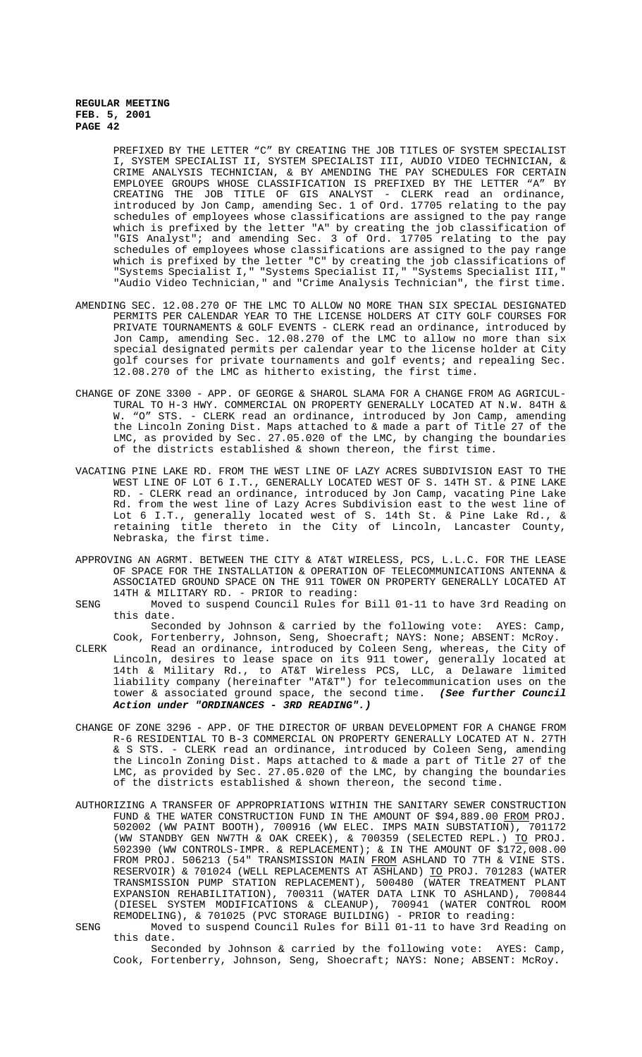PREFIXED BY THE LETTER "C" BY CREATING THE JOB TITLES OF SYSTEM SPECIALIST I, SYSTEM SPECIALIST II, SYSTEM SPECIALIST III, AUDIO VIDEO TECHNICIAN, & CRIME ANALYSIS TECHNICIAN, & BY AMENDING THE PAY SCHEDULES FOR CERTAIN EMPLOYEE GROUPS WHOSE CLASSIFICATION IS PREFIXED BY THE LETTER "A" BY CREATING THE JOB TITLE OF GIS ANALYST - CLERK read an ordinance, introduced by Jon Camp, amending Sec. 1 of Ord. 17705 relating to the pay schedules of employees whose classifications are assigned to the pay range which is prefixed by the letter "A" by creating the job classification of "GIS Analyst"; and amending Sec. 3 of Ord. 17705 relating to the pay schedules of employees whose classifications are assigned to the pay range which is prefixed by the letter "C" by creating the job classifications of "Systems Specialist I," "Systems Specialist II," "Systems Specialist III," "Audio Video Technician," and "Crime Analysis Technician", the first time.

AMENDING SEC. 12.08.270 OF THE LMC TO ALLOW NO MORE THAN SIX SPECIAL DESIGNATED PERMITS PER CALENDAR YEAR TO THE LICENSE HOLDERS AT CITY GOLF COURSES FOR PRIVATE TOURNAMENTS & GOLF EVENTS - CLERK read an ordinance, introduced by Jon Camp, amending Sec. 12.08.270 of the LMC to allow no more than six special designated permits per calendar year to the license holder at City golf courses for private tournaments and golf events; and repealing Sec. 12.08.270 of the LMC as hitherto existing, the first time.

CHANGE OF ZONE 3300 - APP. OF GEORGE & SHAROL SLAMA FOR A CHANGE FROM AG AGRICULTURAL TO H-3 HWY. COMMERCIAL ON PROPERTY GENERALLY LOCATED AT N.W. 84TH & W. "O" STS. - CLERK read an ordinance, introduced by Jon Camp, amending the Lincoln Zoning Dist. Maps attached to & made a part of Title 27 of the LMC, as provided by Sec. 27.05.020 of the LMC, by changing the boundaries of the districts established & shown thereon, the first time.

VACATING PINE LAKE RD. FROM THE WEST LINE OF LAZY ACRES SUBDIVISION EAST TO THE WEST LINE OF LOT 6 I.T., GENERALLY LOCATED WEST OF S. 14TH ST. & PINE LAKE RD. - CLERK read an ordinance, introduced by Jon Camp, vacating Pine Lake Rd. from the west line of Lazy Acres Subdivision east to the west line of Lot 6 I.T., generally located west of S. 14th St. & Pine Lake Rd., & retaining title thereto in the City of Lincoln, Lancaster County, Nebraska, the first time.

APPROVING AN AGRMT. BETWEEN THE CITY & AT&T WIRELESS, PCS, L.L.C. FOR THE LEASE OF SPACE FOR THE INSTALLATION & OPERATION OF TELECOMMUNICATIONS ANTENNA & ASSOCIATED GROUND SPACE ON THE 911 TOWER ON PROPERTY GENERALLY LOCATED AT 14TH & MILITARY RD. - PRIOR to reading:

SENG Moved to suspend Council Rules for Bill 01-11 to have 3rd Reading on this date.
Seconded by Johnson & carried by the following vote: AYES: Camp, Cook, Fortenberry, Johnson, Seng, Shoecraft; NAYS: None; ABSENT: McRoy.

CLERK Read an ordinance, introduced by Coleen Seng, whereas, the City of Lincoln, desires to lease space on its 911 tower, generally located at 14th & Military Rd., to AT&T Wireless PCS, LLC, a Delaware limited liability company (hereinafter "AT&T") for telecommunication uses on the tower & associated ground space, the second time. ***(See further Council Action under "ORDINANCES - 3RD READING".)***

CHANGE OF ZONE 3296 - APP. OF THE DIRECTOR OF URBAN DEVELOPMENT FOR A CHANGE FROM R-6 RESIDENTIAL TO B-3 COMMERCIAL ON PROPERTY GENERALLY LOCATED AT N. 27TH & S STS. - CLERK read an ordinance, introduced by Coleen Seng, amending the Lincoln Zoning Dist. Maps attached to & made a part of Title 27 of the LMC, as provided by Sec. 27.05.020 of the LMC, by changing the boundaries of the districts established & shown thereon, the second time.

AUTHORIZING A TRANSFER OF APPROPRIATIONS WITHIN THE SANITARY SEWER CONSTRUCTION FUND & THE WATER CONSTRUCTION FUND IN THE AMOUNT OF $94,889.00 <u>FROM</u> PROJ. 502002 (WW PAINT BOOTH), 700916 (WW ELEC. IMPS MAIN SUBSTATION), 701172 (WW STANDBY GEN NW7TH & OAK CREEK), & 700359 (SELECTED REPL.) <u>TO</u> PROJ. 502390 (WW CONTROLS-IMPR. & REPLACEMENT); & IN THE AMOUNT OF $172,008.00 FROM PROJ. 506213 (54" TRANSMISSION MAIN <u>FROM</u> ASHLAND TO 7TH & VINE STS. RESERVOIR) & 701024 (WELL REPLACEMENTS AT ASHLAND) <u>TO</u> PROJ. 701283 (WATER TRANSMISSION PUMP STATION REPLACEMENT), 500480 (WATER TREATMENT PLANT EXPANSION REHABILITATION), 700311 (WATER DATA LINK TO ASHLAND), 700844 (DIESEL SYSTEM MODIFICATIONS & CLEANUP), 700941 (WATER CONTROL ROOM REMODELING), & 701025 (PVC STORAGE BUILDING) - PRIOR to reading:

SENG Moved to suspend Council Rules for Bill 01-11 to have 3rd Reading on this date.
Seconded by Johnson & carried by the following vote: AYES: Camp, Cook, Fortenberry, Johnson, Seng, Shoecraft; NAYS: None; ABSENT: McRoy.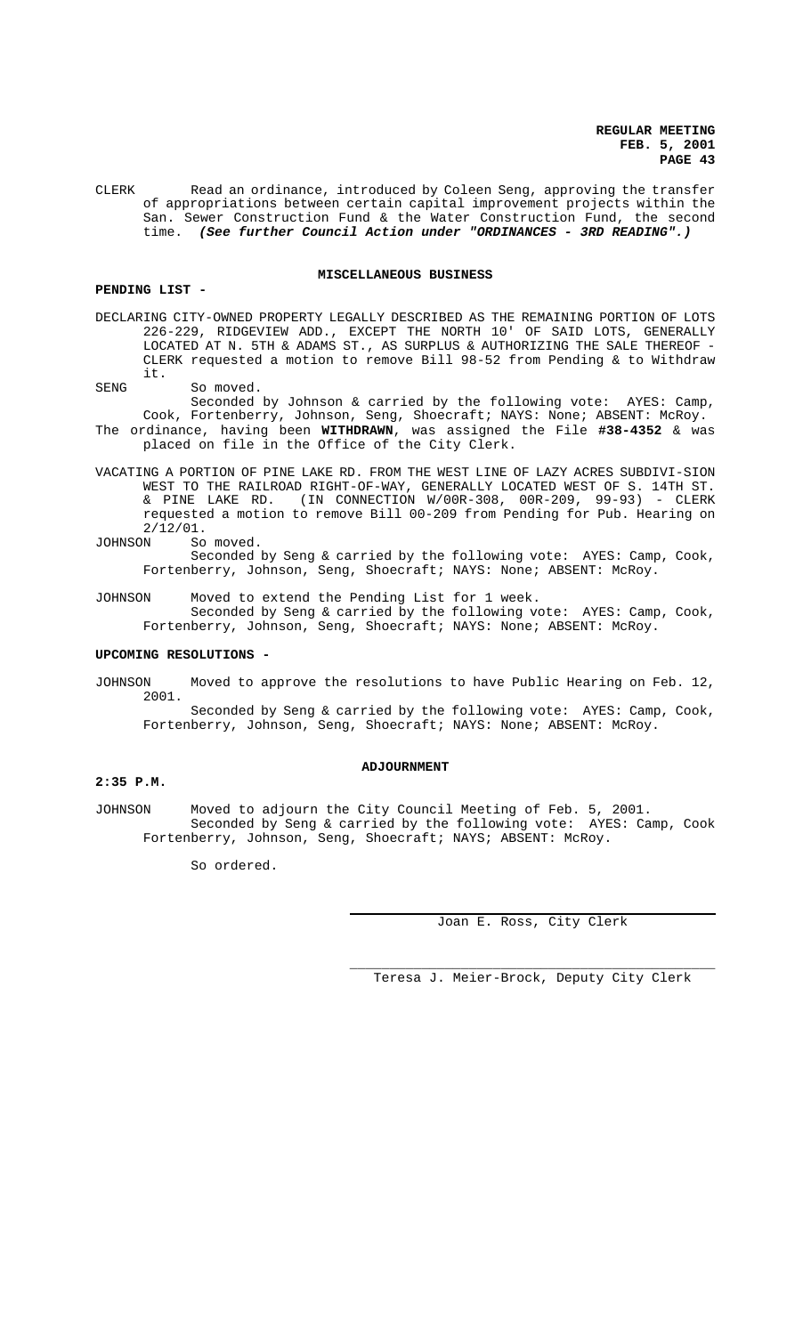CLERK Read an ordinance, introduced by Coleen Seng, approving the transfer of appropriations between certain capital improvement projects within the San. Sewer Construction Fund & the Water Construction Fund, the second time. ***(See further Council Action under "ORDINANCES - 3RD READING".)***

## MISCELLANEOUS BUSINESS

**PENDING LIST -**

DECLARING CITY-OWNED PROPERTY LEGALLY DESCRIBED AS THE REMAINING PORTION OF LOTS 226-229, RIDGEVIEW ADD., EXCEPT THE NORTH 10' OF SAID LOTS, GENERALLY LOCATED AT N. 5TH & ADAMS ST., AS SURPLUS & AUTHORIZING THE SALE THEREOF - CLERK requested a motion to remove Bill 98-52 from Pending & to Withdraw it.

SENG So moved.

Seconded by Johnson & carried by the following vote: AYES: Camp, Cook, Fortenberry, Johnson, Seng, Shoecraft; NAYS: None; ABSENT: McRoy.

The ordinance, having been **WITHDRAWN**, was assigned the File **#38-4352** & was placed on file in the Office of the City Clerk.

VACATING A PORTION OF PINE LAKE RD. FROM THE WEST LINE OF LAZY ACRES SUBDIVI-SION WEST TO THE RAILROAD RIGHT-OF-WAY, GENERALLY LOCATED WEST OF S. 14TH ST. & PINE LAKE RD. (IN CONNECTION W/00R-308, 00R-209, 99-93) - CLERK requested a motion to remove Bill 00-209 from Pending for Pub. Hearing on 2/12/01.

JOHNSON So moved.

Seconded by Seng & carried by the following vote: AYES: Camp, Cook, Fortenberry, Johnson, Seng, Shoecraft; NAYS: None; ABSENT: McRoy.

JOHNSON Moved to extend the Pending List for 1 week.

Seconded by Seng & carried by the following vote: AYES: Camp, Cook, Fortenberry, Johnson, Seng, Shoecraft; NAYS: None; ABSENT: McRoy.

**UPCOMING RESOLUTIONS -**

JOHNSON Moved to approve the resolutions to have Public Hearing on Feb. 12, 2001.

Seconded by Seng & carried by the following vote: AYES: Camp, Cook, Fortenberry, Johnson, Seng, Shoecraft; NAYS: None; ABSENT: McRoy.

## ADJOURNMENT

**2:35 P.M.**

JOHNSON Moved to adjourn the City Council Meeting of Feb. 5, 2001.

Seconded by Seng & carried by the following vote: AYES: Camp, Cook Fortenberry, Johnson, Seng, Shoecraft; NAYS; ABSENT: McRoy.

So ordered.

Joan E. Ross, City Clerk

Teresa J. Meier-Brock, Deputy City Clerk